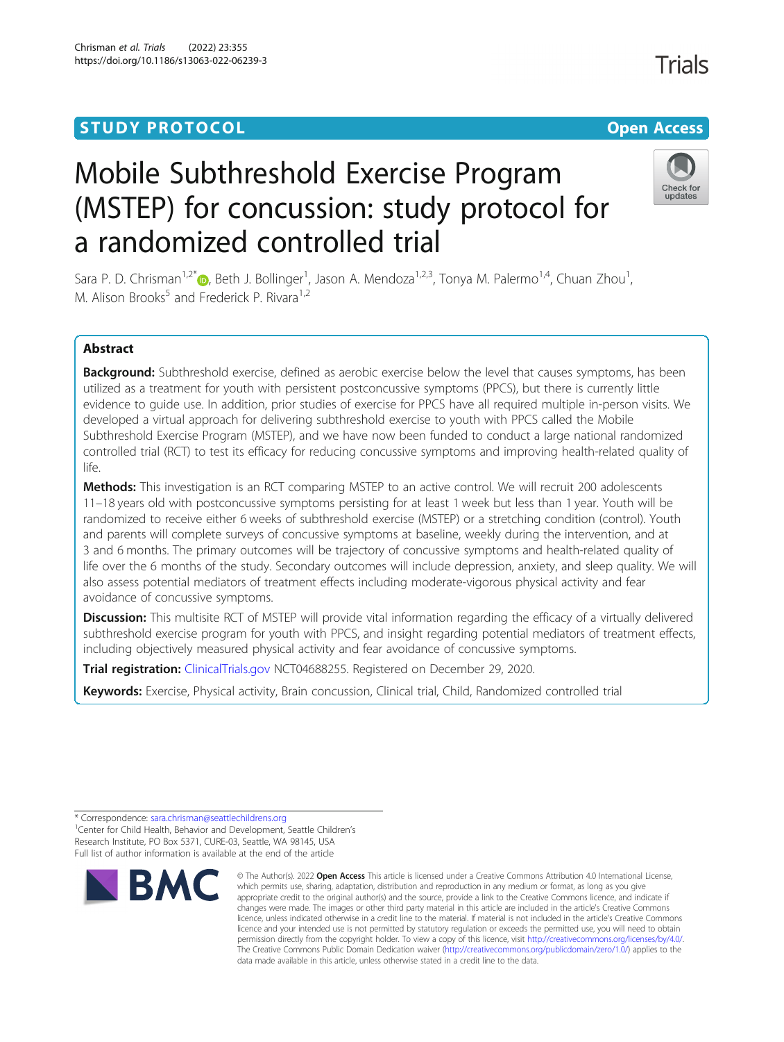STUDY PROTOCOL Open Access

# Mobile Subthreshold Exercise Program (MSTEP) for concussion: study protocol for a randomized controlled trial

Sara P. D. Chrisman[1,2*], Beth J. Bollinger[1], Jason A. Mendoza[1,2,3], Tonya M. Palermo[1,4], Chuan Zhou[1], M. Alison Brooks[5] and Frederick P. Rivara[1,2]

## Abstract

**Background:** Subthreshold exercise, defined as aerobic exercise below the level that causes symptoms, has been utilized as a treatment for youth with persistent postconcussive symptoms (PPCS), but there is currently little evidence to guide use. In addition, prior studies of exercise for PPCS have all required multiple in-person visits. We developed a virtual approach for delivering subthreshold exercise to youth with PPCS called the Mobile Subthreshold Exercise Program (MSTEP), and we have now been funded to conduct a large national randomized controlled trial (RCT) to test its efficacy for reducing concussive symptoms and improving health-related quality of life.

**Methods:** This investigation is an RCT comparing MSTEP to an active control. We will recruit 200 adolescents 11–18 years old with postconcussive symptoms persisting for at least 1 week but less than 1 year. Youth will be randomized to receive either 6 weeks of subthreshold exercise (MSTEP) or a stretching condition (control). Youth and parents will complete surveys of concussive symptoms at baseline, weekly during the intervention, and at 3 and 6 months. The primary outcomes will be trajectory of concussive symptoms and health-related quality of life over the 6 months of the study. Secondary outcomes will include depression, anxiety, and sleep quality. We will also assess potential mediators of treatment effects including moderate-vigorous physical activity and fear avoidance of concussive symptoms.

**Discussion:** This multisite RCT of MSTEP will provide vital information regarding the efficacy of a virtually delivered subthreshold exercise program for youth with PPCS, and insight regarding potential mediators of treatment effects, including objectively measured physical activity and fear avoidance of concussive symptoms.

**Trial registration:** ClinicalTrials.gov NCT04688255. Registered on December 29, 2020.

**Keywords:** Exercise, Physical activity, Brain concussion, Clinical trial, Child, Randomized controlled trial

\* Correspondence: sara.chrisman@seattlechildrens.org
[1]Center for Child Health, Behavior and Development, Seattle Children's Research Institute, PO Box 5371, CURE-03, Seattle, WA 98145, USA
Full list of author information is available at the end of the article

© The Author(s). 2022 **Open Access** This article is licensed under a Creative Commons Attribution 4.0 International License, which permits use, sharing, adaptation, distribution and reproduction in any medium or format, as long as you give appropriate credit to the original author(s) and the source, provide a link to the Creative Commons licence, and indicate if changes were made. The images or other third party material in this article are included in the article's Creative Commons licence, unless indicated otherwise in a credit line to the material. If material is not included in the article's Creative Commons licence and your intended use is not permitted by statutory regulation or exceeds the permitted use, you will need to obtain permission directly from the copyright holder. To view a copy of this licence, visit http://creativecommons.org/licenses/by/4.0/. The Creative Commons Public Domain Dedication waiver (http://creativecommons.org/publicdomain/zero/1.0/) applies to the data made available in this article, unless otherwise stated in a credit line to the data.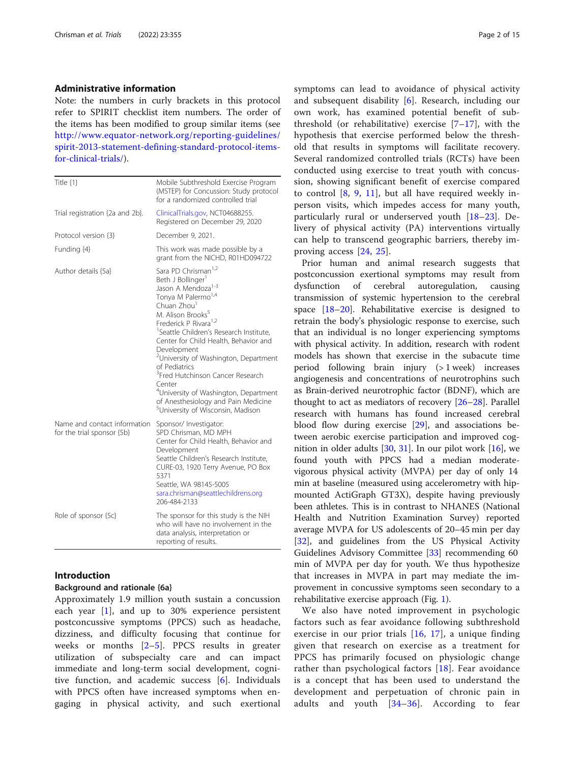## Administrative information

Note: the numbers in curly brackets in this protocol refer to SPIRIT checklist item numbers. The order of the items has been modified to group similar items (see http://www.equator-network.org/reporting-guidelines/spirit-2013-statement-defining-standard-protocol-items-for-clinical-trials/).

| | |
|---|---|
| Title {1} | Mobile Subthreshold Exercise Program (MSTEP) for Concussion: Study protocol for a randomized controlled trial |
| Trial registration {2a and 2b}. | ClinicalTrials.gov, NCT04688255. Registered on December 29, 2020 |
| Protocol version {3} | December 9, 2021. |
| Funding {4} | This work was made possible by a grant from the NICHD, R01HD094722 |
| Author details {5a} | Sara PD Chrisman[1,2]<br>Beth J Bollinger[1]<br>Jason A Mendoza[1-3]<br>Tonya M Palermo[1,4]<br>Chuan Zhou[1]<br>M. Alison Brooks[5]<br>Frederick P Rivara[1,2]<br>[1]Seattle Children's Research Institute, Center for Child Health, Behavior and Development<br>[2]University of Washington, Department of Pediatrics<br>[3]Fred Hutchinson Cancer Research Center<br>[4]University of Washington, Department of Anesthesiology and Pain Medicine<br>[5]University of Wisconsin, Madison |
| Name and contact information for the trial sponsor {5b} | Sponsor/ Investigator:<br>SPD Chrisman, MD MPH<br>Center for Child Health, Behavior and Development<br>Seattle Children's Research Institute, CURE-03, 1920 Terry Avenue, PO Box 5371<br>Seattle, WA 98145-5005<br>sara.chrisman@seattlechildrens.org<br>206-484-2133 |
| Role of sponsor {5c} | The sponsor for this study is the NIH who will have no involvement in the data analysis, interpretation or reporting of results. |

## Introduction

### Background and rationale {6a}

Approximately 1.9 million youth sustain a concussion each year [1], and up to 30% experience persistent postconcussive symptoms (PPCS) such as headache, dizziness, and difficulty focusing that continue for weeks or months [2–5]. PPCS results in greater utilization of subspecialty care and can impact immediate and long-term social development, cognitive function, and academic success [6]. Individuals with PPCS often have increased symptoms when engaging in physical activity, and such exertional symptoms can lead to avoidance of physical activity and subsequent disability [6]. Research, including our own work, has examined potential benefit of sub-threshold (or rehabilitative) exercise [7–17], with the hypothesis that exercise performed below the threshold that results in symptoms will facilitate recovery. Several randomized controlled trials (RCTs) have been conducted using exercise to treat youth with concussion, showing significant benefit of exercise compared to control [8, 9, 11], but all have required weekly in-person visits, which impedes access for many youth, particularly rural or underserved youth [18–23]. Delivery of physical activity (PA) interventions virtually can help to transcend geographic barriers, thereby improving access [24, 25].

Prior human and animal research suggests that postconcussion exertional symptoms may result from dysfunction of cerebral autoregulation, causing transmission of systemic hypertension to the cerebral space [18–20]. Rehabilitative exercise is designed to retrain the body's physiologic response to exercise, such that an individual is no longer experiencing symptoms with physical activity. In addition, research with rodent models has shown that exercise in the subacute time period following brain injury (> 1 week) increases angiogenesis and concentrations of neurotrophins such as Brain-derived neurotrophic factor (BDNF), which are thought to act as mediators of recovery [26–28]. Parallel research with humans has found increased cerebral blood flow during exercise [29], and associations between aerobic exercise participation and improved cognition in older adults [30, 31]. In our pilot work [16], we found youth with PPCS had a median moderate-vigorous physical activity (MVPA) per day of only 14 min at baseline (measured using accelerometry with hip-mounted ActiGraph GT3X), despite having previously been athletes. This is in contrast to NHANES (National Health and Nutrition Examination Survey) reported average MVPA for US adolescents of 20–45 min per day [32], and guidelines from the US Physical Activity Guidelines Advisory Committee [33] recommending 60 min of MVPA per day for youth. We thus hypothesize that increases in MVPA in part may mediate the improvement in concussive symptoms seen secondary to a rehabilitative exercise approach (Fig. 1).

We also have noted improvement in psychologic factors such as fear avoidance following subthreshold exercise in our prior trials [16, 17], a unique finding given that research on exercise as a treatment for PPCS has primarily focused on physiologic change rather than psychological factors [18]. Fear avoidance is a concept that has been used to understand the development and perpetuation of chronic pain in adults and youth [34–36]. According to fear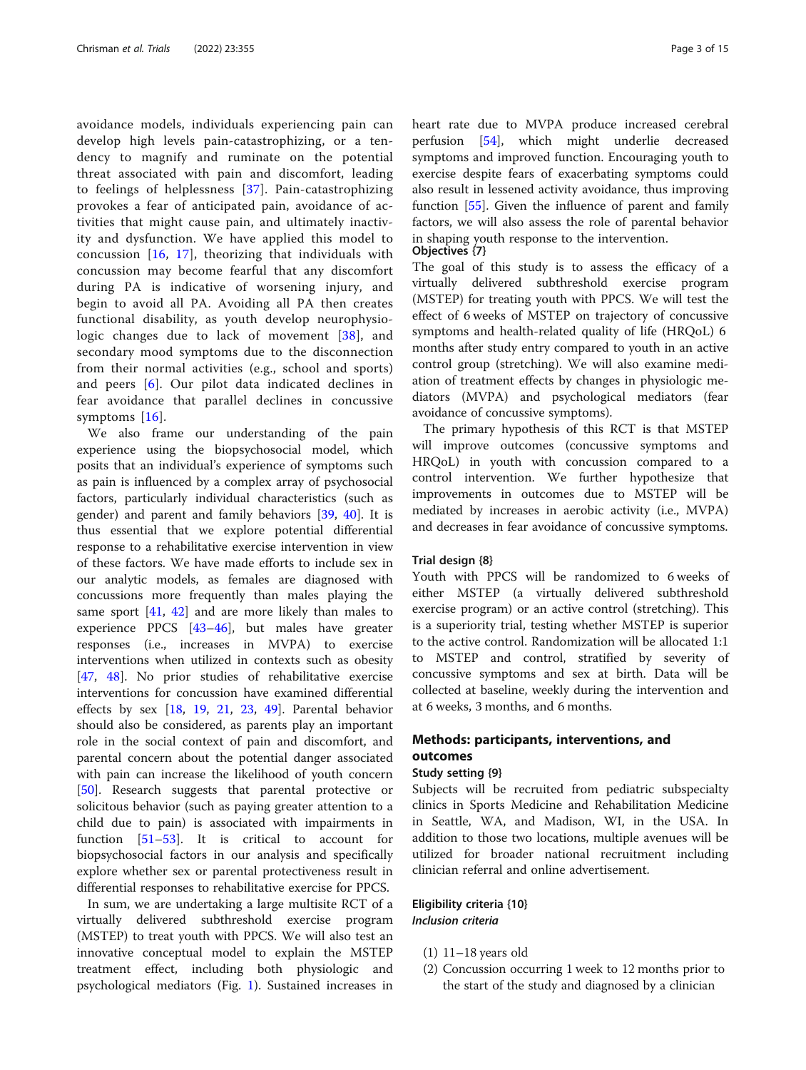avoidance models, individuals experiencing pain can develop high levels pain-catastrophizing, or a tendency to magnify and ruminate on the potential threat associated with pain and discomfort, leading to feelings of helplessness [37]. Pain-catastrophizing provokes a fear of anticipated pain, avoidance of activities that might cause pain, and ultimately inactivity and dysfunction. We have applied this model to concussion [16, 17], theorizing that individuals with concussion may become fearful that any discomfort during PA is indicative of worsening injury, and begin to avoid all PA. Avoiding all PA then creates functional disability, as youth develop neurophysiologic changes due to lack of movement [38], and secondary mood symptoms due to the disconnection from their normal activities (e.g., school and sports) and peers [6]. Our pilot data indicated declines in fear avoidance that parallel declines in concussive symptoms [16].

We also frame our understanding of the pain experience using the biopsychosocial model, which posits that an individual's experience of symptoms such as pain is influenced by a complex array of psychosocial factors, particularly individual characteristics (such as gender) and parent and family behaviors [39, 40]. It is thus essential that we explore potential differential response to a rehabilitative exercise intervention in view of these factors. We have made efforts to include sex in our analytic models, as females are diagnosed with concussions more frequently than males playing the same sport [41, 42] and are more likely than males to experience PPCS [43–46], but males have greater responses (i.e., increases in MVPA) to exercise interventions when utilized in contexts such as obesity [47, 48]. No prior studies of rehabilitative exercise interventions for concussion have examined differential effects by sex [18, 19, 21, 23, 49]. Parental behavior should also be considered, as parents play an important role in the social context of pain and discomfort, and parental concern about the potential danger associated with pain can increase the likelihood of youth concern [50]. Research suggests that parental protective or solicitous behavior (such as paying greater attention to a child due to pain) is associated with impairments in function [51–53]. It is critical to account for biopsychosocial factors in our analysis and specifically explore whether sex or parental protectiveness result in differential responses to rehabilitative exercise for PPCS.

In sum, we are undertaking a large multisite RCT of a virtually delivered subthreshold exercise program (MSTEP) to treat youth with PPCS. We will also test an innovative conceptual model to explain the MSTEP treatment effect, including both physiologic and psychological mediators (Fig. 1). Sustained increases in heart rate due to MVPA produce increased cerebral perfusion [54], which might underlie decreased symptoms and improved function. Encouraging youth to exercise despite fears of exacerbating symptoms could also result in lessened activity avoidance, thus improving function [55]. Given the influence of parent and family factors, we will also assess the role of parental behavior in shaping youth response to the intervention.

### Objectives {7}

The goal of this study is to assess the efficacy of a virtually delivered subthreshold exercise program (MSTEP) for treating youth with PPCS. We will test the effect of 6 weeks of MSTEP on trajectory of concussive symptoms and health-related quality of life (HRQoL) 6 months after study entry compared to youth in an active control group (stretching). We will also examine mediation of treatment effects by changes in physiologic mediators (MVPA) and psychological mediators (fear avoidance of concussive symptoms).

The primary hypothesis of this RCT is that MSTEP will improve outcomes (concussive symptoms and HRQoL) in youth with concussion compared to a control intervention. We further hypothesize that improvements in outcomes due to MSTEP will be mediated by increases in aerobic activity (i.e., MVPA) and decreases in fear avoidance of concussive symptoms.

### Trial design {8}

Youth with PPCS will be randomized to 6 weeks of either MSTEP (a virtually delivered subthreshold exercise program) or an active control (stretching). This is a superiority trial, testing whether MSTEP is superior to the active control. Randomization will be allocated 1:1 to MSTEP and control, stratified by severity of concussive symptoms and sex at birth. Data will be collected at baseline, weekly during the intervention and at 6 weeks, 3 months, and 6 months.

## Methods: participants, interventions, and outcomes

### Study setting {9}

Subjects will be recruited from pediatric subspecialty clinics in Sports Medicine and Rehabilitation Medicine in Seattle, WA, and Madison, WI, in the USA. In addition to those two locations, multiple avenues will be utilized for broader national recruitment including clinician referral and online advertisement.

### Eligibility criteria {10}

#### *Inclusion criteria*

(1) 11–18 years old
(2) Concussion occurring 1 week to 12 months prior to the start of the study and diagnosed by a clinician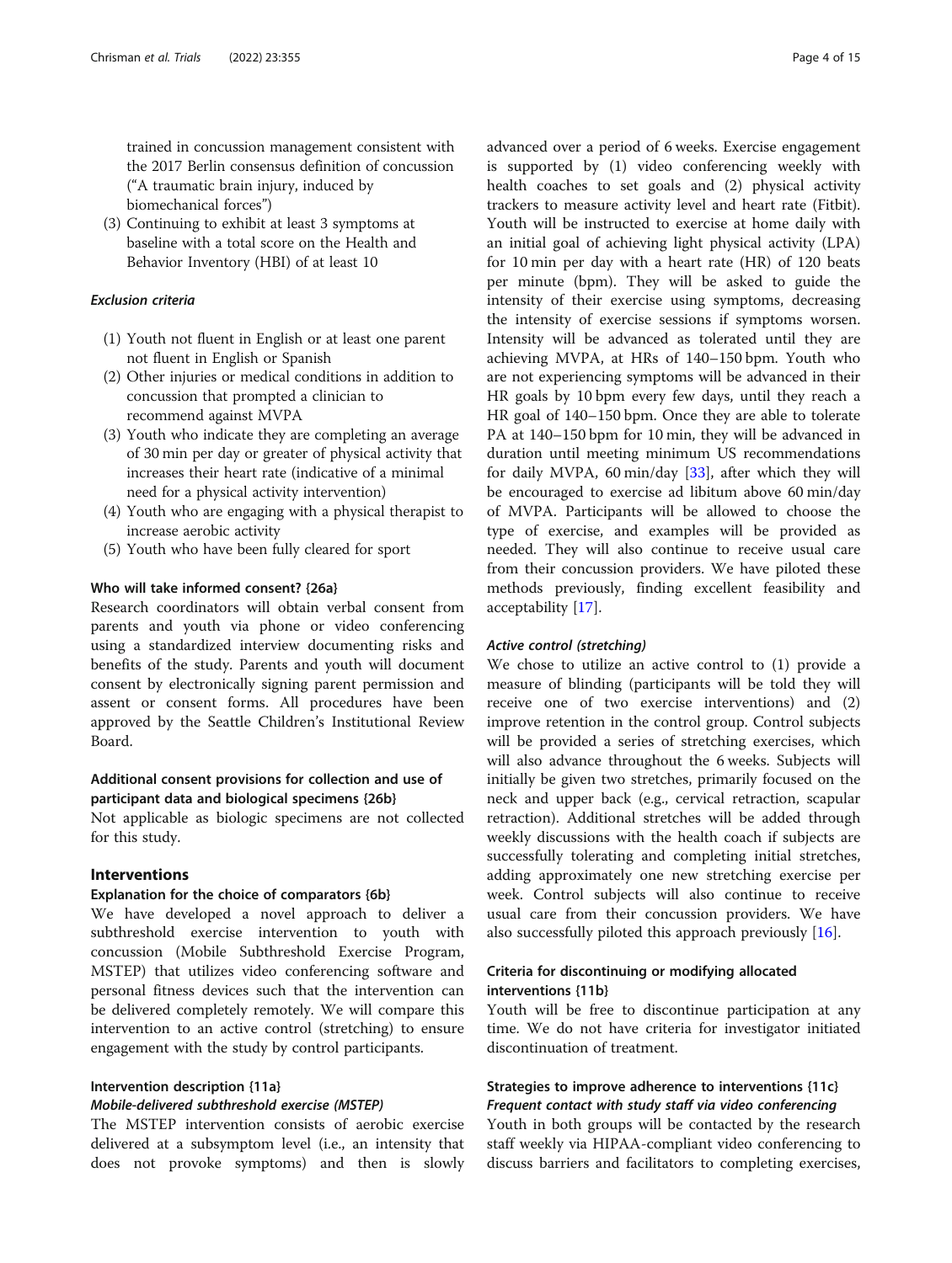trained in concussion management consistent with the 2017 Berlin consensus definition of concussion ("A traumatic brain injury, induced by biomechanical forces")

(3) Continuing to exhibit at least 3 symptoms at baseline with a total score on the Health and Behavior Inventory (HBI) of at least 10

#### *Exclusion criteria*

(1) Youth not fluent in English or at least one parent not fluent in English or Spanish
(2) Other injuries or medical conditions in addition to concussion that prompted a clinician to recommend against MVPA
(3) Youth who indicate they are completing an average of 30 min per day or greater of physical activity that increases their heart rate (indicative of a minimal need for a physical activity intervention)
(4) Youth who are engaging with a physical therapist to increase aerobic activity
(5) Youth who have been fully cleared for sport

### Who will take informed consent? {26a}

Research coordinators will obtain verbal consent from parents and youth via phone or video conferencing using a standardized interview documenting risks and benefits of the study. Parents and youth will document consent by electronically signing parent permission and assent or consent forms. All procedures have been approved by the Seattle Children's Institutional Review Board.

### Additional consent provisions for collection and use of participant data and biological specimens {26b}

Not applicable as biologic specimens are not collected for this study.

## Interventions

### Explanation for the choice of comparators {6b}

We have developed a novel approach to deliver a subthreshold exercise intervention to youth with concussion (Mobile Subthreshold Exercise Program, MSTEP) that utilizes video conferencing software and personal fitness devices such that the intervention can be delivered completely remotely. We will compare this intervention to an active control (stretching) to ensure engagement with the study by control participants.

### Intervention description {11a}

#### *Mobile-delivered subthreshold exercise (MSTEP)*

The MSTEP intervention consists of aerobic exercise delivered at a subsymptom level (i.e., an intensity that does not provoke symptoms) and then is slowly advanced over a period of 6 weeks. Exercise engagement is supported by (1) video conferencing weekly with health coaches to set goals and (2) physical activity trackers to measure activity level and heart rate (Fitbit). Youth will be instructed to exercise at home daily with an initial goal of achieving light physical activity (LPA) for 10 min per day with a heart rate (HR) of 120 beats per minute (bpm). They will be asked to guide the intensity of their exercise using symptoms, decreasing the intensity of exercise sessions if symptoms worsen. Intensity will be advanced as tolerated until they are achieving MVPA, at HRs of 140–150 bpm. Youth who are not experiencing symptoms will be advanced in their HR goals by 10 bpm every few days, until they reach a HR goal of 140–150 bpm. Once they are able to tolerate PA at 140–150 bpm for 10 min, they will be advanced in duration until meeting minimum US recommendations for daily MVPA, 60 min/day [33], after which they will be encouraged to exercise ad libitum above 60 min/day of MVPA. Participants will be allowed to choose the type of exercise, and examples will be provided as needed. They will also continue to receive usual care from their concussion providers. We have piloted these methods previously, finding excellent feasibility and acceptability [17].

#### *Active control (stretching)*

We chose to utilize an active control to (1) provide a measure of blinding (participants will be told they will receive one of two exercise interventions) and (2) improve retention in the control group. Control subjects will be provided a series of stretching exercises, which will also advance throughout the 6 weeks. Subjects will initially be given two stretches, primarily focused on the neck and upper back (e.g., cervical retraction, scapular retraction). Additional stretches will be added through weekly discussions with the health coach if subjects are successfully tolerating and completing initial stretches, adding approximately one new stretching exercise per week. Control subjects will also continue to receive usual care from their concussion providers. We have also successfully piloted this approach previously [16].

### Criteria for discontinuing or modifying allocated interventions {11b}

Youth will be free to discontinue participation at any time. We do not have criteria for investigator initiated discontinuation of treatment.

### Strategies to improve adherence to interventions {11c}

#### *Frequent contact with study staff via video conferencing*

Youth in both groups will be contacted by the research staff weekly via HIPAA-compliant video conferencing to discuss barriers and facilitators to completing exercises,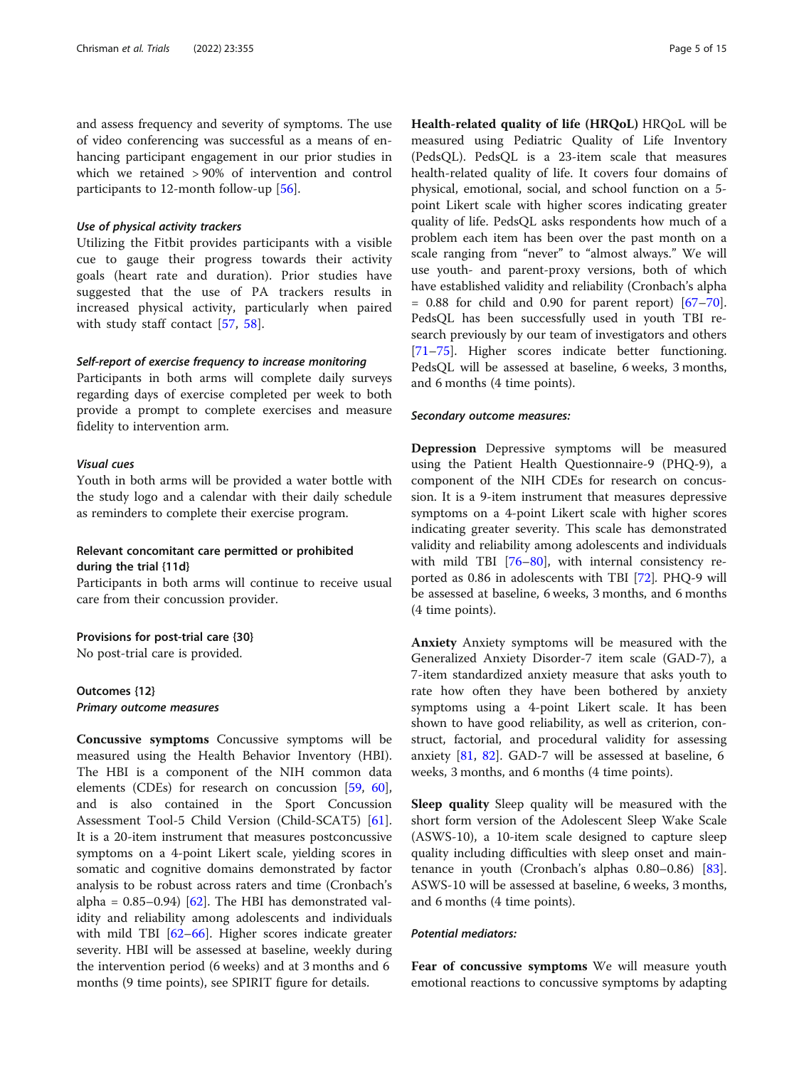and assess frequency and severity of symptoms. The use of video conferencing was successful as a means of enhancing participant engagement in our prior studies in which we retained > 90% of intervention and control participants to 12-month follow-up [56].

#### *Use of physical activity trackers*

Utilizing the Fitbit provides participants with a visible cue to gauge their progress towards their activity goals (heart rate and duration). Prior studies have suggested that the use of PA trackers results in increased physical activity, particularly when paired with study staff contact [57, 58].

#### *Self-report of exercise frequency to increase monitoring*

Participants in both arms will complete daily surveys regarding days of exercise completed per week to both provide a prompt to complete exercises and measure fidelity to intervention arm.

#### *Visual cues*

Youth in both arms will be provided a water bottle with the study logo and a calendar with their daily schedule as reminders to complete their exercise program.

### Relevant concomitant care permitted or prohibited during the trial {11d}

Participants in both arms will continue to receive usual care from their concussion provider.

### Provisions for post-trial care {30}

No post-trial care is provided.

### Outcomes {12}

#### *Primary outcome measures*

**Concussive symptoms** Concussive symptoms will be measured using the Health Behavior Inventory (HBI). The HBI is a component of the NIH common data elements (CDEs) for research on concussion [59, 60], and is also contained in the Sport Concussion Assessment Tool-5 Child Version (Child-SCAT5) [61]. It is a 20-item instrument that measures postconcussive symptoms on a 4-point Likert scale, yielding scores in somatic and cognitive domains demonstrated by factor analysis to be robust across raters and time (Cronbach's alpha = 0.85–0.94) [62]. The HBI has demonstrated validity and reliability among adolescents and individuals with mild TBI [62–66]. Higher scores indicate greater severity. HBI will be assessed at baseline, weekly during the intervention period (6 weeks) and at 3 months and 6 months (9 time points), see SPIRIT figure for details.

**Health-related quality of life (HRQoL)** HRQoL will be measured using Pediatric Quality of Life Inventory (PedsQL). PedsQL is a 23-item scale that measures health-related quality of life. It covers four domains of physical, emotional, social, and school function on a 5-point Likert scale with higher scores indicating greater quality of life. PedsQL asks respondents how much of a problem each item has been over the past month on a scale ranging from "never" to "almost always." We will use youth- and parent-proxy versions, both of which have established validity and reliability (Cronbach's alpha = 0.88 for child and 0.90 for parent report) [67–70]. PedsQL has been successfully used in youth TBI research previously by our team of investigators and others [71–75]. Higher scores indicate better functioning. PedsQL will be assessed at baseline, 6 weeks, 3 months, and 6 months (4 time points).

#### *Secondary outcome measures:*

**Depression** Depressive symptoms will be measured using the Patient Health Questionnaire-9 (PHQ-9), a component of the NIH CDEs for research on concussion. It is a 9-item instrument that measures depressive symptoms on a 4-point Likert scale with higher scores indicating greater severity. This scale has demonstrated validity and reliability among adolescents and individuals with mild TBI [76–80], with internal consistency reported as 0.86 in adolescents with TBI [72]. PHQ-9 will be assessed at baseline, 6 weeks, 3 months, and 6 months (4 time points).

**Anxiety** Anxiety symptoms will be measured with the Generalized Anxiety Disorder-7 item scale (GAD-7), a 7-item standardized anxiety measure that asks youth to rate how often they have been bothered by anxiety symptoms using a 4-point Likert scale. It has been shown to have good reliability, as well as criterion, construct, factorial, and procedural validity for assessing anxiety [81, 82]. GAD-7 will be assessed at baseline, 6 weeks, 3 months, and 6 months (4 time points).

**Sleep quality** Sleep quality will be measured with the short form version of the Adolescent Sleep Wake Scale (ASWS-10), a 10-item scale designed to capture sleep quality including difficulties with sleep onset and maintenance in youth (Cronbach's alphas 0.80–0.86) [83]. ASWS-10 will be assessed at baseline, 6 weeks, 3 months, and 6 months (4 time points).

#### *Potential mediators:*

**Fear of concussive symptoms** We will measure youth emotional reactions to concussive symptoms by adapting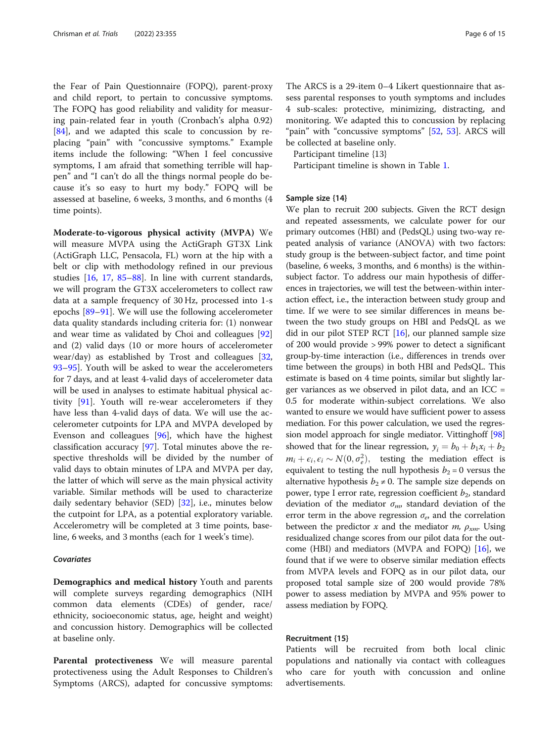the Fear of Pain Questionnaire (FOPQ), parent-proxy and child report, to pertain to concussive symptoms. The FOPQ has good reliability and validity for measuring pain-related fear in youth (Cronbach's alpha 0.92) [84], and we adapted this scale to concussion by replacing "pain" with "concussive symptoms." Example items include the following: "When I feel concussive symptoms, I am afraid that something terrible will happen" and "I can't do all the things normal people do because it's so easy to hurt my body." FOPQ will be assessed at baseline, 6 weeks, 3 months, and 6 months (4 time points).

**Moderate-to-vigorous physical activity (MVPA)** We will measure MVPA using the ActiGraph GT3X Link (ActiGraph LLC, Pensacola, FL) worn at the hip with a belt or clip with methodology refined in our previous studies [16, 17, 85–88]. In line with current standards, we will program the GT3X accelerometers to collect raw data at a sample frequency of 30 Hz, processed into 1-s epochs [89–91]. We will use the following accelerometer data quality standards including criteria for: (1) nonwear and wear time as validated by Choi and colleagues [92] and (2) valid days (10 or more hours of accelerometer wear/day) as established by Trost and colleagues [32, 93–95]. Youth will be asked to wear the accelerometers for 7 days, and at least 4-valid days of accelerometer data will be used in analyses to estimate habitual physical activity [91]. Youth will re-wear accelerometers if they have less than 4-valid days of data. We will use the accelerometer cutpoints for LPA and MVPA developed by Evenson and colleagues [96], which have the highest classification accuracy [97]. Total minutes above the respective thresholds will be divided by the number of valid days to obtain minutes of LPA and MVPA per day, the latter of which will serve as the main physical activity variable. Similar methods will be used to characterize daily sedentary behavior (SED) [32], i.e., minutes below the cutpoint for LPA, as a potential exploratory variable. Accelerometry will be completed at 3 time points, baseline, 6 weeks, and 3 months (each for 1 week's time).

#### *Covariates*

**Demographics and medical history** Youth and parents will complete surveys regarding demographics (NIH common data elements (CDEs) of gender, race/ethnicity, socioeconomic status, age, height and weight) and concussion history. Demographics will be collected at baseline only.

**Parental protectiveness** We will measure parental protectiveness using the Adult Responses to Children's Symptoms (ARCS), adapted for concussive symptoms: The ARCS is a 29-item 0–4 Likert questionnaire that assess parental responses to youth symptoms and includes 4 sub-scales: protective, minimizing, distracting, and monitoring. We adapted this to concussion by replacing "pain" with "concussive symptoms" [52, 53]. ARCS will be collected at baseline only.

Participant timeline {13}

Participant timeline is shown in Table 1.

### Sample size {14}

We plan to recruit 200 subjects. Given the RCT design and repeated assessments, we calculate power for our primary outcomes (HBI) and (PedsQL) using two-way repeated analysis of variance (ANOVA) with two factors: study group is the between-subject factor, and time point (baseline, 6 weeks, 3 months, and 6 months) is the within-subject factor. To address our main hypothesis of differences in trajectories, we will test the between-within interaction effect, i.e., the interaction between study group and time. If we were to see similar differences in means between the two study groups on HBI and PedsQL as we did in our pilot STEP RCT [16], our planned sample size of 200 would provide > 99% power to detect a significant group-by-time interaction (i.e., differences in trends over time between the groups) in both HBI and PedsQL. This estimate is based on 4 time points, similar but slightly larger variances as we observed in pilot data, and an ICC = 0.5 for moderate within-subject correlations. We also wanted to ensure we would have sufficient power to assess mediation. For this power calculation, we used the regression model approach for single mediator. Vittinghoff [98] showed that for the linear regression, $y_i = b_0 + b_1 x_i + b_2 m_i + \epsilon_i, \epsilon_i \sim N(0, \sigma_e^2)$, testing the mediation effect is equivalent to testing the null hypothesis $b_2 = 0$ versus the alternative hypothesis $b_2 \neq 0$. The sample size depends on power, type I error rate, regression coefficient $b_2$, standard deviation of the mediator $\sigma_m$, standard deviation of the error term in the above regression $\sigma_e$, and the correlation between the predictor $x$ and the mediator $m$, $\rho_{xm}$. Using residualized change scores from our pilot data for the outcome (HBI) and mediators (MVPA and FOPQ) [16], we found that if we were to observe similar mediation effects from MVPA levels and FOPQ as in our pilot data, our proposed total sample size of 200 would provide 78% power to assess mediation by MVPA and 95% power to assess mediation by FOPQ.

### Recruitment {15}

Patients will be recruited from both local clinic populations and nationally via contact with colleagues who care for youth with concussion and online advertisements.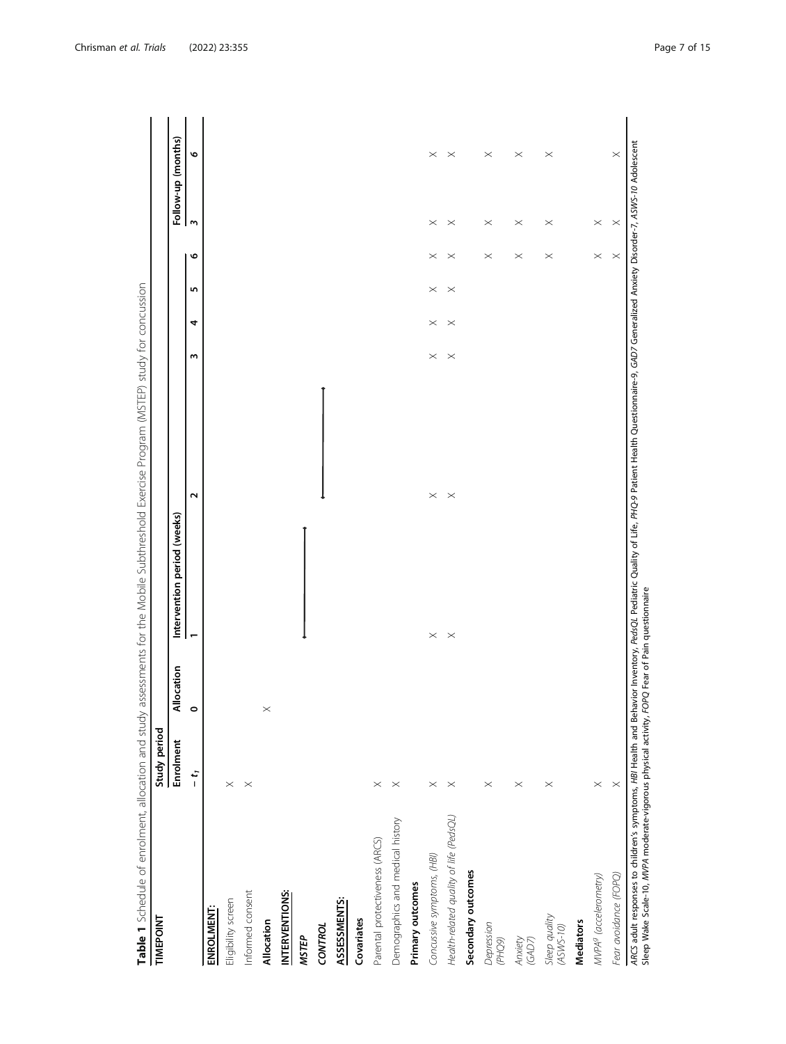**Table 1** Schedule of enrolment, allocation and study assessments for the Mobile Subthreshold Exercise Program (MSTEP) study for concussion

| TIMEPOINT | Study period | | | | | | | | | |
|---|---|---|---|---|---|---|---|---|---|---|
| | Enrolment | Allocation | Intervention period (weeks) | | | | | | Follow-up (months) | |
| | $-t_1$ | 0 | 1 | 2 | 3 | 4 | 5 | 6 | 3 | 6 |
| **ENROLMENT:** | | | | | | | | | | |
| Eligibility screen | × | | | | | | | | | |
| Informed consent | × | | | | | | | | | |
| **Allocation** | | × | | | | | | | | |
| **INTERVENTIONS:** | | | | | | | | | | |
| *MSTEP* | | | ⟷ | | | | | | | |
| *CONTROL* | | | | ⟷ | | | | | | |
| **ASSESSMENTS:** | | | | | | | | | | |
| **Covariates** | | | | | | | | | | |
| Parental protectiveness (ARCS) | × | | | | | | | | | |
| Demographics and medical history | × | | | | | | | | | |
| **Primary outcomes** | | | | | | | | | | |
| *Concussive symptoms, (HBI)* | × | | × | × | × | × | × | × | × | × |
| *Health-related quality of life (PedsQL)* | × | | × | × | × | × | × | × | × | × |
| **Secondary outcomes** | | | | | | | | | | |
| *Depression (PHQ9)* | × | | | | | | | × | × | × |
| *Anxiety (GAD7)* | × | | | | | | | × | × | × |
| *Sleep quality (ASWS-10)* | × | | | | | | | × | × | × |
| **Mediators** | | | | | | | | | | |
| *MVPA[a] (accelerometry)* | × | | | | | | | × | × | |
| *Fear avoidance (FOPQ)* | × | | | | | | | × | × | × |

*ARCS* adult responses to children's symptoms, *HBI* Health and Behavior Inventory, *PedsQL* Pediatric Quality of Life, *PHQ-9* Patient Health Questionnaire-9, *GAD7* Generalized Anxiety Disorder-7, *ASWS-10* Adolescent Sleep Wake Scale-10, *MVPA* moderate-vigorous physical activity, *FOPQ* Fear of Pain questionnaire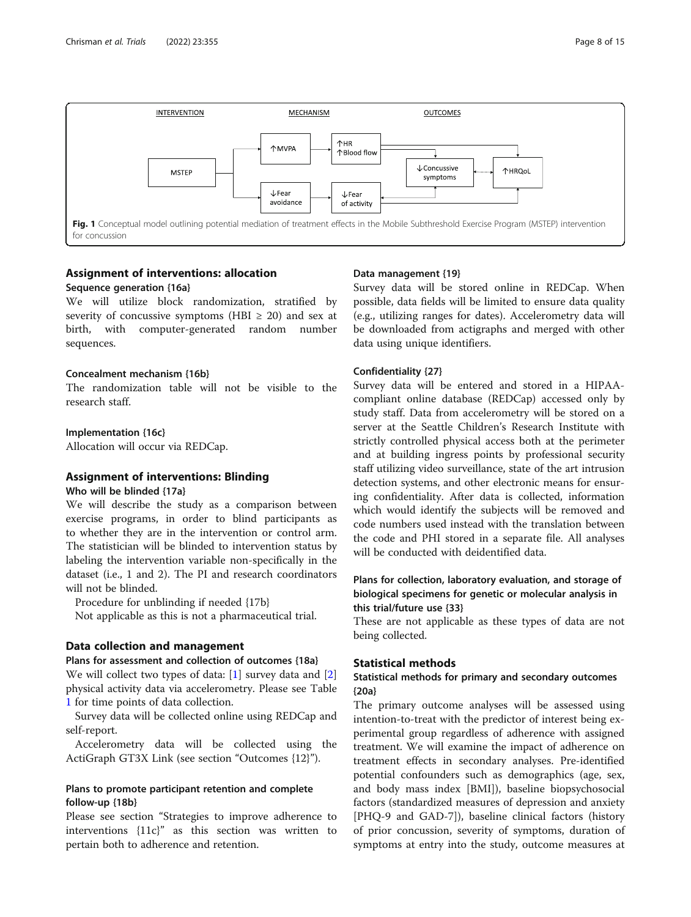Fig. 1 Conceptual model outlining potential mediation of treatment effects in the Mobile Subthreshold Exercise Program (MSTEP) intervention for concussion

## Assignment of interventions: allocation

### Sequence generation {16a}

We will utilize block randomization, stratified by severity of concussive symptoms (HBI ≥ 20) and sex at birth, with computer-generated random number sequences.

### Concealment mechanism {16b}

The randomization table will not be visible to the research staff.

### Implementation {16c}

Allocation will occur via REDCap.

## Assignment of interventions: Blinding

### Who will be blinded {17a}

We will describe the study as a comparison between exercise programs, in order to blind participants as to whether they are in the intervention or control arm. The statistician will be blinded to intervention status by labeling the intervention variable non-specifically in the dataset (i.e., 1 and 2). The PI and research coordinators will not be blinded.

Procedure for unblinding if needed {17b}

Not applicable as this is not a pharmaceutical trial.

## Data collection and management

### Plans for assessment and collection of outcomes {18a}

We will collect two types of data: [1] survey data and [2] physical activity data via accelerometry. Please see Table 1 for time points of data collection.

Survey data will be collected online using REDCap and self-report.

Accelerometry data will be collected using the ActiGraph GT3X Link (see section "Outcomes {12}").

### Plans to promote participant retention and complete follow-up {18b}

Please see section "Strategies to improve adherence to interventions {11c}" as this section was written to pertain both to adherence and retention.

### Data management {19}

Survey data will be stored online in REDCap. When possible, data fields will be limited to ensure data quality (e.g., utilizing ranges for dates). Accelerometry data will be downloaded from actigraphs and merged with other data using unique identifiers.

### Confidentiality {27}

Survey data will be entered and stored in a HIPAA-compliant online database (REDCap) accessed only by study staff. Data from accelerometry will be stored on a server at the Seattle Children's Research Institute with strictly controlled physical access both at the perimeter and at building ingress points by professional security staff utilizing video surveillance, state of the art intrusion detection systems, and other electronic means for ensuring confidentiality. After data is collected, information which would identify the subjects will be removed and code numbers used instead with the translation between the code and PHI stored in a separate file. All analyses will be conducted with deidentified data.

### Plans for collection, laboratory evaluation, and storage of biological specimens for genetic or molecular analysis in this trial/future use {33}

These are not applicable as these types of data are not being collected.

## Statistical methods

### Statistical methods for primary and secondary outcomes {20a}

The primary outcome analyses will be assessed using intention-to-treat with the predictor of interest being experimental group regardless of adherence with assigned treatment. We will examine the impact of adherence on treatment effects in secondary analyses. Pre-identified potential confounders such as demographics (age, sex, and body mass index [BMI]), baseline biopsychosocial factors (standardized measures of depression and anxiety [PHQ-9 and GAD-7]), baseline clinical factors (history of prior concussion, severity of symptoms, duration of symptoms at entry into the study, outcome measures at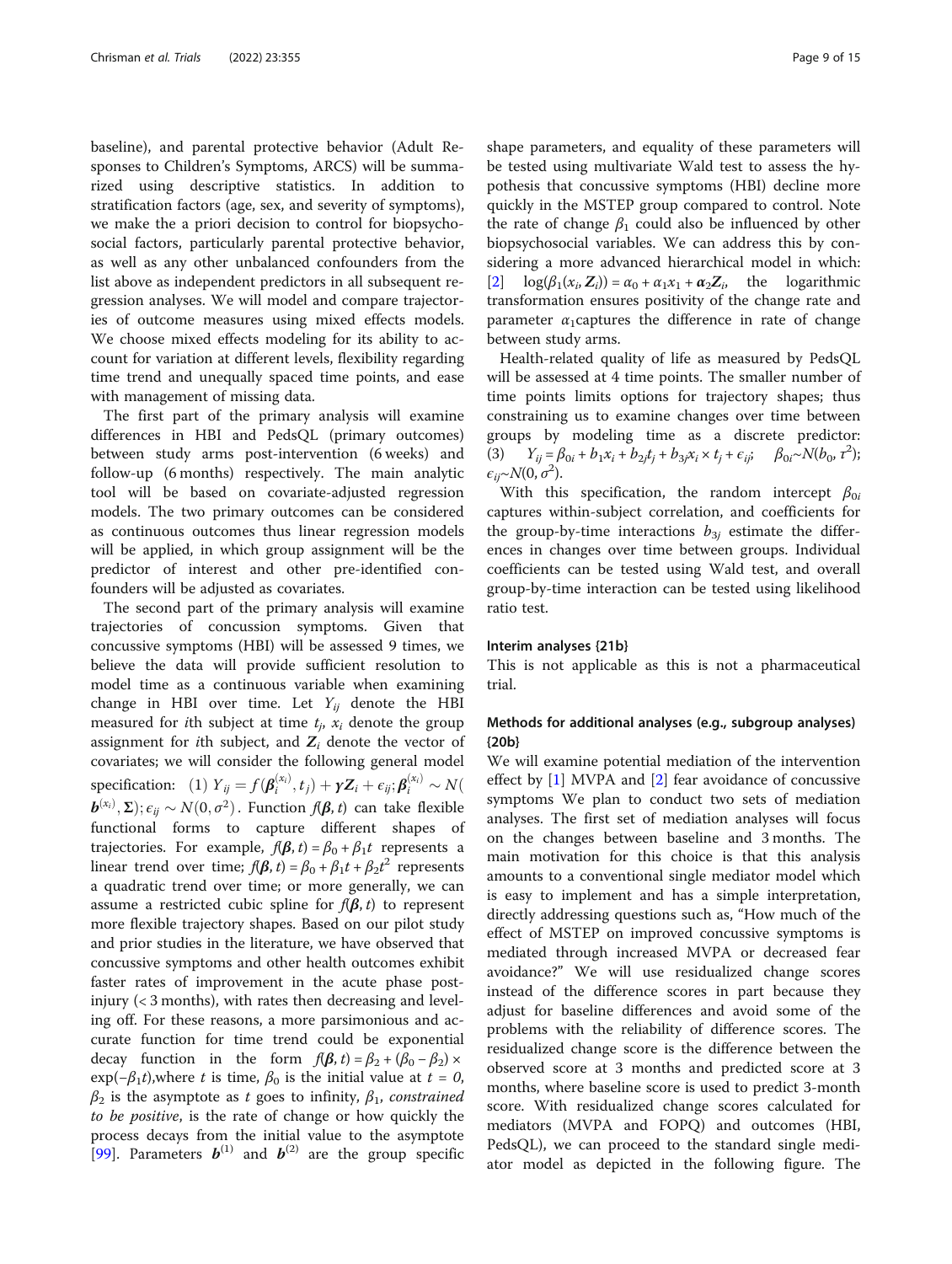baseline), and parental protective behavior (Adult Responses to Children's Symptoms, ARCS) will be summarized using descriptive statistics. In addition to stratification factors (age, sex, and severity of symptoms), we make the a priori decision to control for biopsychosocial factors, particularly parental protective behavior, as well as any other unbalanced confounders from the list above as independent predictors in all subsequent regression analyses. We will model and compare trajectories of outcome measures using mixed effects models. We choose mixed effects modeling for its ability to account for variation at different levels, flexibility regarding time trend and unequally spaced time points, and ease with management of missing data.

The first part of the primary analysis will examine differences in HBI and PedsQL (primary outcomes) between study arms post-intervention (6 weeks) and follow-up (6 months) respectively. The main analytic tool will be based on covariate-adjusted regression models. The two primary outcomes can be considered as continuous outcomes thus linear regression models will be applied, in which group assignment will be the predictor of interest and other pre-identified confounders will be adjusted as covariates.

The second part of the primary analysis will examine trajectories of concussion symptoms. Given that concussive symptoms (HBI) will be assessed 9 times, we believe the data will provide sufficient resolution to model time as a continuous variable when examining change in HBI over time. Let $Y_{ij}$ denote the HBI measured for $i$th subject at time $t_j$, $x_i$ denote the group assignment for $i$th subject, and $\boldsymbol{Z}_i$ denote the vector of covariates; we will consider the following general model specification: (1) $Y_{ij} = f(\boldsymbol{\beta}_i^{(x_i)}, t_j) + \boldsymbol{\gamma}\boldsymbol{Z}_i + \epsilon_{ij}; \boldsymbol{\beta}_i^{(x_i)} \sim N(\boldsymbol{b}^{(x_i)}, \boldsymbol{\Sigma}); \epsilon_{ij} \sim N(0, \sigma^2)$. Function $f(\boldsymbol{\beta}, t)$ can take flexible functional forms to capture different shapes of trajectories. For example, $f(\boldsymbol{\beta}, t) = \beta_0 + \beta_1 t$ represents a linear trend over time; $f(\boldsymbol{\beta}, t) = \beta_0 + \beta_1 t + \beta_2 t^2$ represents a quadratic trend over time; or more generally, we can assume a restricted cubic spline for $f(\boldsymbol{\beta}, t)$ to represent more flexible trajectory shapes. Based on our pilot study and prior studies in the literature, we have observed that concussive symptoms and other health outcomes exhibit faster rates of improvement in the acute phase post-injury (< 3 months), with rates then decreasing and leveling off. For these reasons, a more parsimonious and accurate function for time trend could be exponential decay function in the form $f(\boldsymbol{\beta}, t) = \beta_2 + (\beta_0 - \beta_2) \times \exp(-\beta_1 t)$, where $t$ is time, $\beta_0$ is the initial value at $t = 0$, $\beta_2$ is the asymptote as $t$ goes to infinity, $\beta_1$, *constrained to be positive*, is the rate of change or how quickly the process decays from the initial value to the asymptote [99]. Parameters $\boldsymbol{b}^{(1)}$ and $\boldsymbol{b}^{(2)}$ are the group specific shape parameters, and equality of these parameters will be tested using multivariate Wald test to assess the hypothesis that concussive symptoms (HBI) decline more quickly in the MSTEP group compared to control. Note the rate of change $\beta_1$ could also be influenced by other biopsychosocial variables. We can address this by considering a more advanced hierarchical model in which: [2] $\log(\beta_1(x_i, \boldsymbol{Z}_i)) = \alpha_0 + \alpha_1 x_1 + \boldsymbol{\alpha}_2 \boldsymbol{Z}_i$, the logarithmic transformation ensures positivity of the change rate and parameter $\alpha_1$ captures the difference in rate of change between study arms.

Health-related quality of life as measured by PedsQL will be assessed at 4 time points. The smaller number of time points limits options for trajectory shapes; thus constraining us to examine changes over time between groups by modeling time as a discrete predictor: (3) $Y_{ij} = \beta_{0i} + b_1 x_i + b_{2j} t_j + b_{3j} x_i \times t_j + \epsilon_{ij}$; $\beta_{0i} \sim N(b_0, \tau^2)$; $\epsilon_{ij} \sim N(0, \sigma^2)$.

With this specification, the random intercept $\beta_{0i}$ captures within-subject correlation, and coefficients for the group-by-time interactions $b_{3j}$ estimate the differences in changes over time between groups. Individual coefficients can be tested using Wald test, and overall group-by-time interaction can be tested using likelihood ratio test.

#### Interim analyses {21b}

This is not applicable as this is not a pharmaceutical trial.

#### Methods for additional analyses (e.g., subgroup analyses) {20b}

We will examine potential mediation of the intervention effect by [1] MVPA and [2] fear avoidance of concussive symptoms We plan to conduct two sets of mediation analyses. The first set of mediation analyses will focus on the changes between baseline and 3 months. The main motivation for this choice is that this analysis amounts to a conventional single mediator model which is easy to implement and has a simple interpretation, directly addressing questions such as, "How much of the effect of MSTEP on improved concussive symptoms is mediated through increased MVPA or decreased fear avoidance?" We will use residualized change scores instead of the difference scores in part because they adjust for baseline differences and avoid some of the problems with the reliability of difference scores. The residualized change score is the difference between the observed score at 3 months and predicted score at 3 months, where baseline score is used to predict 3-month score. With residualized change scores calculated for mediators (MVPA and FOPQ) and outcomes (HBI, PedsQL), we can proceed to the standard single mediator model as depicted in the following figure. The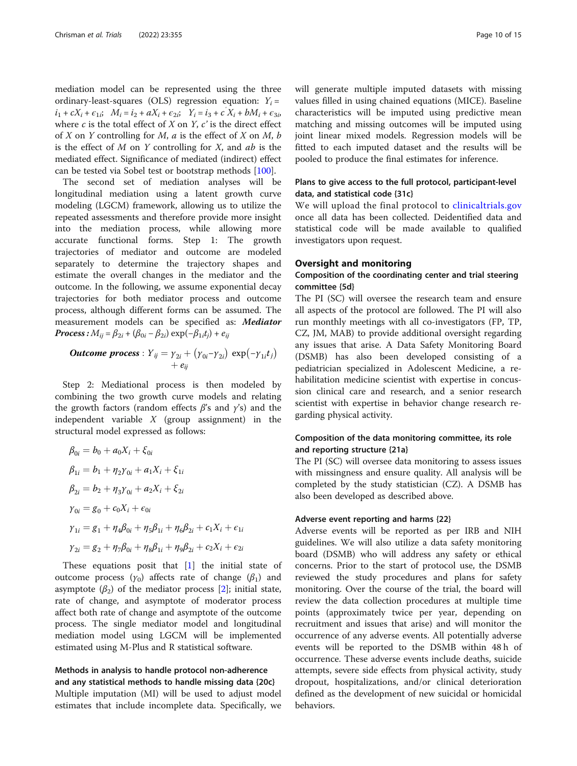mediation model can be represented using the three ordinary-least-squares (OLS) regression equation: $Y_i = i_1 + cX_i + \epsilon_{1i}$; $M_i = i_2 + aX_i + \epsilon_{2i}$; $Y_i = i_3 + c'X_i + bM_i + \epsilon_{3i}$, where $c$ is the total effect of $X$ on $Y$, $c'$ is the direct effect of $X$ on $Y$ controlling for $M$, $a$ is the effect of $X$ on $M$, $b$ is the effect of $M$ on $Y$ controlling for $X$, and $ab$ is the mediated effect. Significance of mediated (indirect) effect can be tested via Sobel test or bootstrap methods [100].

The second set of mediation analyses will be longitudinal mediation using a latent growth curve modeling (LGCM) framework, allowing us to utilize the repeated assessments and therefore provide more insight into the mediation process, while allowing more accurate functional forms. Step 1: The growth trajectories of mediator and outcome are modeled separately to determine the trajectory shapes and estimate the overall changes in the mediator and the outcome. In the following, we assume exponential decay trajectories for both mediator process and outcome process, although different forms can be assumed. The measurement models can be specified as: ***Mediator Process*** **:** $M_{ij} = \beta_{2i} + (\beta_{0i} - \beta_{2i})\exp(-\beta_{1i}t_j) + e_{ij}$

$$\textbf{\textit{Outcome process}}: Y_{ij} = \gamma_{2i} + (\gamma_{0i} - \gamma_{2i})\ \exp(-\gamma_{1i}t_j) + e_{ij}$$

Step 2: Mediational process is then modeled by combining the two growth curve models and relating the growth factors (random effects $\beta$'s and $\gamma$'s) and the independent variable $X$ (group assignment) in the structural model expressed as follows:

$$\beta_{0i} = b_0 + a_0X_i + \xi_{0i}$$

$$\beta_{1i} = b_1 + \eta_2\gamma_{0i} + a_1X_i + \xi_{1i}$$

$$\beta_{2i} = b_2 + \eta_3\gamma_{0i} + a_2X_i + \xi_{2i}$$

$$\gamma_{0i} = g_0 + c_0X_i + \epsilon_{0i}$$

$$\gamma_{1i} = g_1 + \eta_4\beta_{0i} + \eta_5\beta_{1i} + \eta_6\beta_{2i} + c_1X_i + \epsilon_{1i}$$

$$\gamma_{2i} = g_2 + \eta_7\beta_{0i} + \eta_8\beta_{1i} + \eta_9\beta_{2i} + c_2X_i + \epsilon_{2i}$$

These equations posit that [1] the initial state of outcome process ($\gamma_0$) affects rate of change ($\beta_1$) and asymptote ($\beta_2$) of the mediator process [2]; initial state, rate of change, and asymptote of moderator process affect both rate of change and asymptote of the outcome process. The single mediator model and longitudinal mediation model using LGCM will be implemented estimated using M-Plus and R statistical software.

#### Methods in analysis to handle protocol non-adherence and any statistical methods to handle missing data {20c}

Multiple imputation (MI) will be used to adjust model estimates that include incomplete data. Specifically, we will generate multiple imputed datasets with missing values filled in using chained equations (MICE). Baseline characteristics will be imputed using predictive mean matching and missing outcomes will be imputed using joint linear mixed models. Regression models will be fitted to each imputed dataset and the results will be pooled to produce the final estimates for inference.

#### Plans to give access to the full protocol, participant-level data, and statistical code {31c}

We will upload the final protocol to clinicaltrials.gov once all data has been collected. Deidentified data and statistical code will be made available to qualified investigators upon request.

## Oversight and monitoring

#### Composition of the coordinating center and trial steering committee {5d}

The PI (SC) will oversee the research team and ensure all aspects of the protocol are followed. The PI will also run monthly meetings with all co-investigators (FP, TP, CZ, JM, MAB) to provide additional oversight regarding any issues that arise. A Data Safety Monitoring Board (DSMB) has also been developed consisting of a pediatrician specialized in Adolescent Medicine, a rehabilitation medicine scientist with expertise in concussion clinical care and research, and a senior research scientist with expertise in behavior change research regarding physical activity.

#### Composition of the data monitoring committee, its role and reporting structure {21a}

The PI (SC) will oversee data monitoring to assess issues with missingness and ensure quality. All analysis will be completed by the study statistician (CZ). A DSMB has also been developed as described above.

#### Adverse event reporting and harms {22}

Adverse events will be reported as per IRB and NIH guidelines. We will also utilize a data safety monitoring board (DSMB) who will address any safety or ethical concerns. Prior to the start of protocol use, the DSMB reviewed the study procedures and plans for safety monitoring. Over the course of the trial, the board will review the data collection procedures at multiple time points (approximately twice per year, depending on recruitment and issues that arise) and will monitor the occurrence of any adverse events. All potentially adverse events will be reported to the DSMB within 48 h of occurrence. These adverse events include deaths, suicide attempts, severe side effects from physical activity, study dropout, hospitalizations, and/or clinical deterioration defined as the development of new suicidal or homicidal behaviors.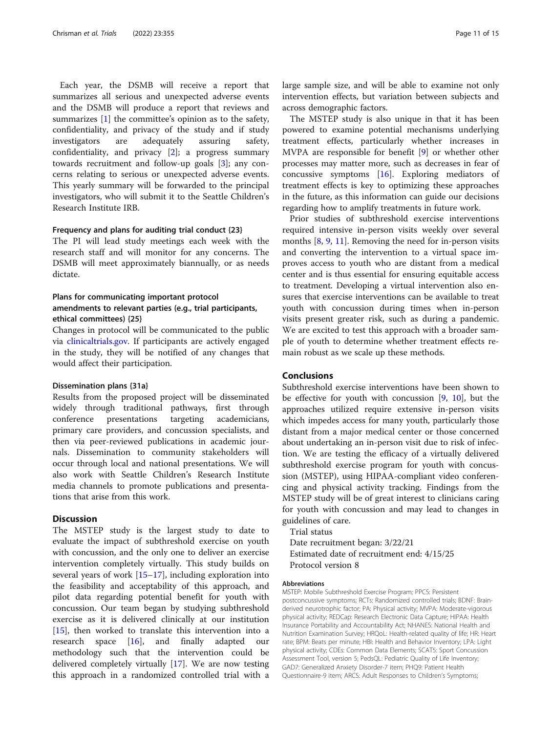Each year, the DSMB will receive a report that summarizes all serious and unexpected adverse events and the DSMB will produce a report that reviews and summarizes [1] the committee's opinion as to the safety, confidentiality, and privacy of the study and if study investigators are adequately assuring safety, confidentiality, and privacy [2]; a progress summary towards recruitment and follow-up goals [3]; any concerns relating to serious or unexpected adverse events. This yearly summary will be forwarded to the principal investigators, who will submit it to the Seattle Children's Research Institute IRB.

#### Frequency and plans for auditing trial conduct {23}

The PI will lead study meetings each week with the research staff and will monitor for any concerns. The DSMB will meet approximately biannually, or as needs dictate.

#### Plans for communicating important protocol amendments to relevant parties (e.g., trial participants, ethical committees) {25}

Changes in protocol will be communicated to the public via clinicaltrials.gov. If participants are actively engaged in the study, they will be notified of any changes that would affect their participation.

#### Dissemination plans {31a}

Results from the proposed project will be disseminated widely through traditional pathways, first through conference presentations targeting academicians, primary care providers, and concussion specialists, and then via peer-reviewed publications in academic journals. Dissemination to community stakeholders will occur through local and national presentations. We will also work with Seattle Children's Research Institute media channels to promote publications and presentations that arise from this work.

## Discussion

The MSTEP study is the largest study to date to evaluate the impact of subthreshold exercise on youth with concussion, and the only one to deliver an exercise intervention completely virtually. This study builds on several years of work [15–17], including exploration into the feasibility and acceptability of this approach, and pilot data regarding potential benefit for youth with concussion. Our team began by studying subthreshold exercise as it is delivered clinically at our institution [15], then worked to translate this intervention into a research space [16], and finally adapted our methodology such that the intervention could be delivered completely virtually [17]. We are now testing this approach in a randomized controlled trial with a large sample size, and will be able to examine not only intervention effects, but variation between subjects and across demographic factors.

The MSTEP study is also unique in that it has been powered to examine potential mechanisms underlying treatment effects, particularly whether increases in MVPA are responsible for benefit [9] or whether other processes may matter more, such as decreases in fear of concussive symptoms [16]. Exploring mediators of treatment effects is key to optimizing these approaches in the future, as this information can guide our decisions regarding how to amplify treatments in future work.

Prior studies of subthreshold exercise interventions required intensive in-person visits weekly over several months [8, 9, 11]. Removing the need for in-person visits and converting the intervention to a virtual space improves access to youth who are distant from a medical center and is thus essential for ensuring equitable access to treatment. Developing a virtual intervention also ensures that exercise interventions can be available to treat youth with concussion during times when in-person visits present greater risk, such as during a pandemic. We are excited to test this approach with a broader sample of youth to determine whether treatment effects remain robust as we scale up these methods.

## Conclusions

Subthreshold exercise interventions have been shown to be effective for youth with concussion [9, 10], but the approaches utilized require extensive in-person visits which impedes access for many youth, particularly those distant from a major medical center or those concerned about undertaking an in-person visit due to risk of infection. We are testing the efficacy of a virtually delivered subthreshold exercise program for youth with concussion (MSTEP), using HIPAA-compliant video conferencing and physical activity tracking. Findings from the MSTEP study will be of great interest to clinicians caring for youth with concussion and may lead to changes in guidelines of care.

Trial status

Date recruitment began: 3/22/21

Estimated date of recruitment end: 4/15/25

Protocol version 8

#### Abbreviations

MSTEP: Mobile Subthreshold Exercise Program; PPCS: Persistent postconcussive symptoms; RCTs: Randomized controlled trials; BDNF: Brain-derived neurotrophic factor; PA: Physical activity; MVPA: Moderate-vigorous physical activity; REDCap: Research Electronic Data Capture; HIPAA: Health Insurance Portability and Accountability Act; NHANES: National Health and Nutrition Examination Survey; HRQoL: Health-related quality of life; HR: Heart rate; BPM: Beats per minute; HBI: Health and Behavior Inventory; LPA: Light physical activity; CDEs: Common Data Elements; SCAT5: Sport Concussion Assessment Tool, version 5; PedsQL: Pediatric Quality of Life Inventory; GAD7: Generalized Anxiety Disorder-7 item; PHQ9: Patient Health Questionnaire-9 item; ARCS: Adult Responses to Children's Symptoms;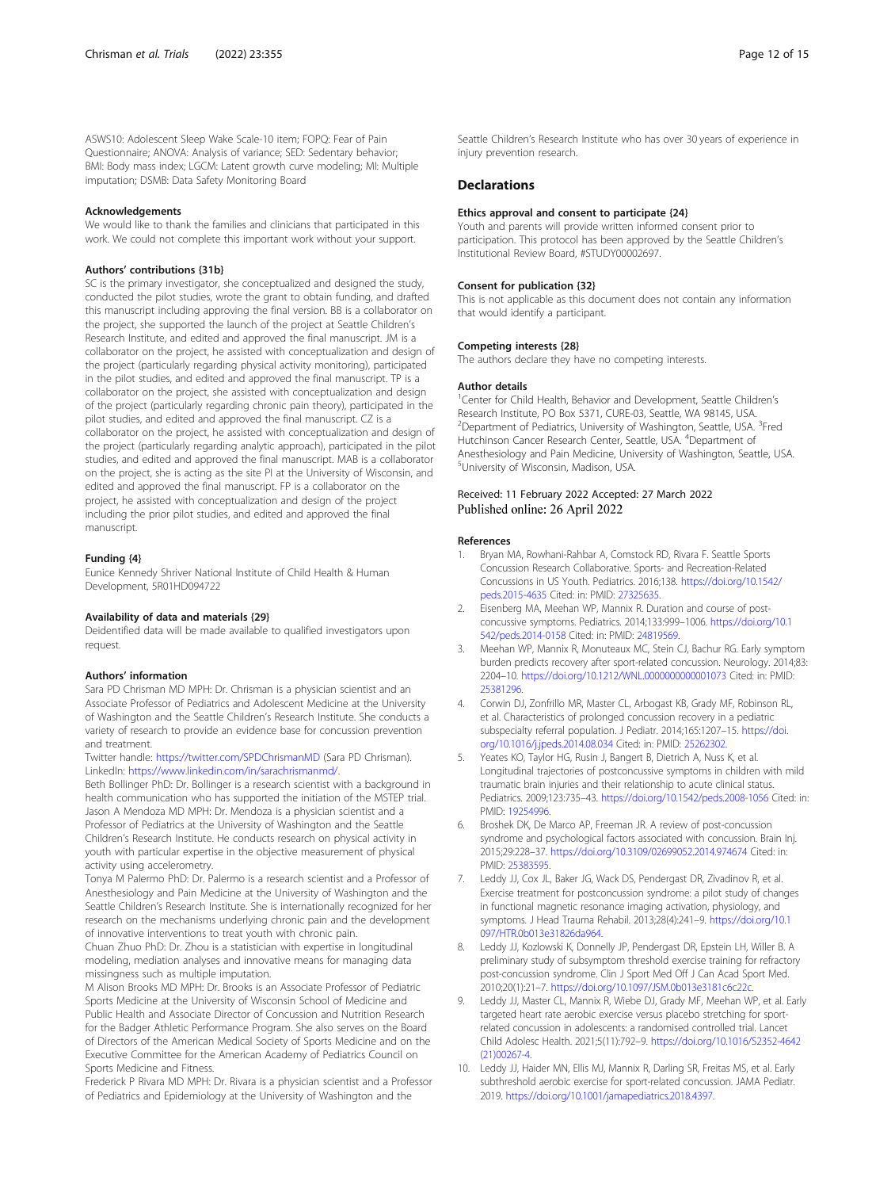ASWS10: Adolescent Sleep Wake Scale-10 item; FOPQ: Fear of Pain Questionnaire; ANOVA: Analysis of variance; SED: Sedentary behavior; BMI: Body mass index; LGCM: Latent growth curve modeling; MI: Multiple imputation; DSMB: Data Safety Monitoring Board

### Acknowledgements

We would like to thank the families and clinicians that participated in this work. We could not complete this important work without your support.

### Authors' contributions {31b}

SC is the primary investigator, she conceptualized and designed the study, conducted the pilot studies, wrote the grant to obtain funding, and drafted this manuscript including approving the final version. BB is a collaborator on the project, she supported the launch of the project at Seattle Children's Research Institute, and edited and approved the final manuscript. JM is a collaborator on the project, he assisted with conceptualization and design of the project (particularly regarding physical activity monitoring), participated in the pilot studies, and edited and approved the final manuscript. TP is a collaborator on the project, she assisted with conceptualization and design of the project (particularly regarding chronic pain theory), participated in the pilot studies, and edited and approved the final manuscript. CZ is a collaborator on the project, he assisted with conceptualization and design of the project (particularly regarding analytic approach), participated in the pilot studies, and edited and approved the final manuscript. MAB is a collaborator on the project, she is acting as the site PI at the University of Wisconsin, and edited and approved the final manuscript. FP is a collaborator on the project, he assisted with conceptualization and design of the project including the prior pilot studies, and edited and approved the final manuscript.

### Funding {4}

Eunice Kennedy Shriver National Institute of Child Health & Human Development, 5R01HD094722

### Availability of data and materials {29}

Deidentified data will be made available to qualified investigators upon request.

### Authors' information

Sara PD Chrisman MD MPH: Dr. Chrisman is a physician scientist and an Associate Professor of Pediatrics and Adolescent Medicine at the University of Washington and the Seattle Children's Research Institute. She conducts a variety of research to provide an evidence base for concussion prevention and treatment.
Twitter handle: https://twitter.com/SPDChrismanMD (Sara PD Chrisman). LinkedIn: https://www.linkedin.com/in/sarachrismanmd/.
Beth Bollinger PhD: Dr. Bollinger is a research scientist with a background in health communication who has supported the initiation of the MSTEP trial.
Jason A Mendoza MD MPH: Dr. Mendoza is a physician scientist and a Professor of Pediatrics at the University of Washington and the Seattle Children's Research Institute. He conducts research on physical activity in youth with particular expertise in the objective measurement of physical activity using accelerometry.
Tonya M Palermo PhD: Dr. Palermo is a research scientist and a Professor of Anesthesiology and Pain Medicine at the University of Washington and the Seattle Children's Research Institute. She is internationally recognized for her research on the mechanisms underlying chronic pain and the development of innovative interventions to treat youth with chronic pain.
Chuan Zhuo PhD: Dr. Zhou is a statistician with expertise in longitudinal modeling, mediation analyses and innovative means for managing data missingness such as multiple imputation.
M Alison Brooks MD MPH: Dr. Brooks is an Associate Professor of Pediatric Sports Medicine at the University of Wisconsin School of Medicine and Public Health and Associate Director of Concussion and Nutrition Research for the Badger Athletic Performance Program. She also serves on the Board of Directors of the American Medical Society of Sports Medicine and on the Executive Committee for the American Academy of Pediatrics Council on Sports Medicine and Fitness.
Frederick P Rivara MD MPH: Dr. Rivara is a physician scientist and a Professor of Pediatrics and Epidemiology at the University of Washington and the Seattle Children's Research Institute who has over 30 years of experience in injury prevention research.

## Declarations

### Ethics approval and consent to participate {24}

Youth and parents will provide written informed consent prior to participation. This protocol has been approved by the Seattle Children's Institutional Review Board, #STUDY00002697.

### Consent for publication {32}

This is not applicable as this document does not contain any information that would identify a participant.

### Competing interests {28}

The authors declare they have no competing interests.

### Author details

[1]Center for Child Health, Behavior and Development, Seattle Children's Research Institute, PO Box 5371, CURE-03, Seattle, WA 98145, USA. [2]Department of Pediatrics, University of Washington, Seattle, USA. [3]Fred Hutchinson Cancer Research Center, Seattle, USA. [4]Department of Anesthesiology and Pain Medicine, University of Washington, Seattle, USA. [5]University of Wisconsin, Madison, USA.

Received: 11 February 2022 Accepted: 27 March 2022
Published online: 26 April 2022

### References

1. Bryan MA, Rowhani-Rahbar A, Comstock RD, Rivara F. Seattle Sports Concussion Research Collaborative. Sports- and Recreation-Related Concussions in US Youth. Pediatrics. 2016;138. https://doi.org/10.1542/peds.2015-4635 Cited in: PMID: 27325635.
2. Eisenberg MA, Meehan WP, Mannix R. Duration and course of post-concussive symptoms. Pediatrics. 2014;133:999–1006. https://doi.org/10.1542/peds.2014-0158 Cited in: PMID: 24819569.
3. Meehan WP, Mannix R, Monuteaux MC, Stein CJ, Bachur RG. Early symptom burden predicts recovery after sport-related concussion. Neurology. 2014;83:2204–10. https://doi.org/10.1212/WNL.0000000000001073 Cited in: PMID: 25381296.
4. Corwin DJ, Zonfrillo MR, Master CL, Arbogast KB, Grady MF, Robinson RL, et al. Characteristics of prolonged concussion recovery in a pediatric subspecialty referral population. J Pediatr. 2014;165:1207–15. https://doi.org/10.1016/j.jpeds.2014.08.034 Cited in: PMID: 25262302.
5. Yeates KO, Taylor HG, Rusin J, Bangert B, Dietrich A, Nuss K, et al. Longitudinal trajectories of postconcussive symptoms in children with mild traumatic brain injuries and their relationship to acute clinical status. Pediatrics. 2009;123:735–43. https://doi.org/10.1542/peds.2008-1056 Cited in: PMID: 19254996.
6. Broshek DK, De Marco AP, Freeman JR. A review of post-concussion syndrome and psychological factors associated with concussion. Brain Inj. 2015;29:228–37. https://doi.org/10.3109/02699052.2014.974674 Cited in: PMID: 25383595.
7. Leddy JJ, Cox JL, Baker JG, Wack DS, Pendergast DR, Zivadinov R, et al. Exercise treatment for postconcussion syndrome: a pilot study of changes in functional magnetic resonance imaging activation, physiology, and symptoms. J Head Trauma Rehabil. 2013;28(4):241–9. https://doi.org/10.1097/HTR.0b013e31826da964.
8. Leddy JJ, Kozlowski K, Donnelly JP, Pendergast DR, Epstein LH, Willer B. A preliminary study of subsymptom threshold exercise training for refractory post-concussion syndrome. Clin J Sport Med Off J Can Acad Sport Med. 2010;20(1):21–7. https://doi.org/10.1097/JSM.0b013e3181c6c22c.
9. Leddy JJ, Master CL, Mannix R, Wiebe DJ, Grady MF, Meehan WP, et al. Early targeted heart rate aerobic exercise versus placebo stretching for sport-related concussion in adolescents: a randomised controlled trial. Lancet Child Adolesc Health. 2021;5(11):792–9. https://doi.org/10.1016/S2352-4642(21)00267-4.
10. Leddy JJ, Haider MN, Ellis MJ, Mannix R, Darling SR, Freitas MS, et al. Early subthreshold aerobic exercise for sport-related concussion. JAMA Pediatr. 2019. https://doi.org/10.1001/jamapediatrics.2018.4397.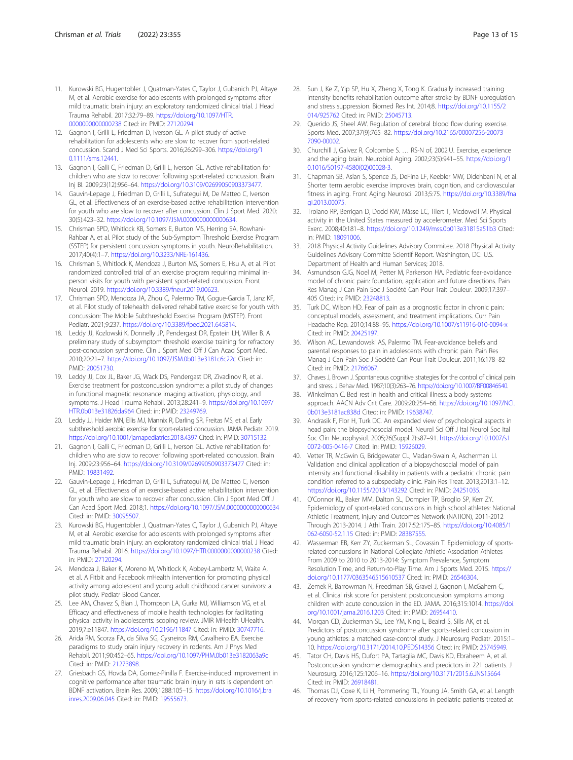11. Kurowski BG, Hugentobler J, Quatman-Yates C, Taylor J, Gubanich PJ, Altaye M, et al. Aerobic exercise for adolescents with prolonged symptoms after mild traumatic brain injury: an exploratory randomized clinical trial. J Head Trauma Rehabil. 2017;32:79–89. https://doi.org/10.1097/HTR.0000000000000238 Cited: in: PMID: 27120294.
12. Gagnon I, Grilli L, Friedman D, Iverson GL. A pilot study of active rehabilitation for adolescents who are slow to recover from sport-related concussion. Scand J Med Sci Sports. 2016;26:299–306. https://doi.org/10.1111/sms.12441.
13. Gagnon I, Galli C, Friedman D, Grilli L, Iverson GL. Active rehabilitation for children who are slow to recover following sport-related concussion. Brain Inj Bl. 2009;23(12):956–64. https://doi.org/10.3109/02699050903373477.
14. Gauvin-Lepage J, Friedman D, Grilli L, Sufrategui M, De Matteo C, Iverson GL, et al. Effectiveness of an exercise-based active rehabilitation intervention for youth who are slow to recover after concussion. Clin J Sport Med. 2020; 30(5):423–32. https://doi.org/10.1097/JSM.0000000000000634.
15. Chrisman SPD, Whitlock KB, Somers E, Burton MS, Herring SA, Rowhani-Rahbar A, et al. Pilot study of the Sub-Symptom Threshold Exercise Program (SSTEP) for persistent concussion symptoms in youth. NeuroRehabilitation. 2017;40(4):1–7. https://doi.org/10.3233/NRE-161436.
16. Chrisman S, Whitlock K, Mendoza J, Burton MS, Somers E, Hsu A, et al. Pilot randomized controlled trial of an exercise program requiring minimal in-person visits for youth with persistent sport-related concussion. Front Neurol. 2019. https://doi.org/10.3389/fneur.2019.00623.
17. Chrisman SPD, Mendoza JA, Zhou C, Palermo TM, Gogue-Garcia T, Janz KF, et al. Pilot study of telehealth delivered rehabilitative exercise for youth with concussion: The Mobile Subthreshold Exercise Program (MSTEP). Front Pediatr. 2021;9:237. https://doi.org/10.3389/fped.2021.645814.
18. Leddy JJ, Kozlowski K, Donnelly JP, Pendergast DR, Epstein LH, Willer B. A preliminary study of subsymptom threshold exercise training for refractory post-concussion syndrome. Clin J Sport Med Off J Can Acad Sport Med. 2010;20:21–7. https://doi.org/10.1097/JSM.0b013e3181c6c22c Cited: in: PMID: 20051730.
19. Leddy JJ, Cox JL, Baker JG, Wack DS, Pendergast DR, Zivadinov R, et al. Exercise treatment for postconcussion syndrome: a pilot study of changes in functional magnetic resonance imaging activation, physiology, and symptoms. J Head Trauma Rehabil. 2013;28:241–9. https://doi.org/10.1097/HTR.0b013e31826da964 Cited: in: PMID: 23249769.
20. Leddy JJ, Haider MN, Ellis MJ, Mannix R, Darling SR, Freitas MS, et al. Early subthreshold aerobic exercise for sport-related concussion. JAMA Pediatr. 2019. https://doi.org/10.1001/jamapediatrics.2018.4397 Cited: in: PMID: 30715132.
21. Gagnon I, Galli C, Friedman D, Grilli L, Iverson GL. Active rehabilitation for children who are slow to recover following sport-related concussion. Brain Inj. 2009;23:956–64. https://doi.org/10.3109/02699050903373477 Cited: in: PMID: 19831492.
22. Gauvin-Lepage J, Friedman D, Grilli L, Sufrategui M, De Matteo C, Iverson GL, et al. Effectiveness of an exercise-based active rehabilitation intervention for youth who are slow to recover after concussion. Clin J Sport Med Off J Can Acad Sport Med. 2018;1. https://doi.org/10.1097/JSM.0000000000000634 Cited: in: PMID: 30095507.
23. Kurowski BG, Hugentobler J, Quatman-Yates C, Taylor J, Gubanich PJ, Altaye M, et al. Aerobic exercise for adolescents with prolonged symptoms after mild traumatic brain injury: an exploratory randomized clinical trial. J Head Trauma Rehabil. 2016. https://doi.org/10.1097/HTR.0000000000000238 Cited: in: PMID: 27120294.
24. Mendoza J, Baker K, Moreno M, Whitlock K, Abbey-Lambertz M, Waite A, et al. A Fitbit and Facebook mHealth intervention for promoting physical activity among adolescent and young adult childhood cancer survivors: a pilot study. Pediatr Blood Cancer.
25. Lee AM, Chavez S, Bian J, Thompson LA, Gurka MJ, Williamson VG, et al. Efficacy and effectiveness of mobile health technologies for facilitating physical activity in adolescents: scoping review. JMIR MHealth UHealth. 2019;7:e11847. https://doi.org/10.2196/11847 Cited: in: PMID: 30747716.
26. Arida RM, Scorza FA, da Silva SG, Cysneiros RM, Cavalheiro EA. Exercise paradigms to study brain injury recovery in rodents. Am J Phys Med Rehabil. 2011;90:452–65. https://doi.org/10.1097/PHM.0b013e3182063a9c Cited: in: PMID: 21273898.
27. Griesbach GS, Hovda DA, Gomez-Pinilla F. Exercise-induced improvement in cognitive performance after traumatic brain injury in rats is dependent on BDNF activation. Brain Res. 2009;1288:105–15. https://doi.org/10.1016/j.brainres.2009.06.045 Cited: in: PMID: 19555673.
28. Sun J, Ke Z, Yip SP, Hu X, Zheng X, Tong K. Gradually increased training intensity benefits rehabilitation outcome after stroke by BDNF upregulation and stress suppression. Biomed Res Int. 2014;8. https://doi.org/10.1155/2014/925762 Cited: in: PMID: 25045713.
29. Querido JS, Sheel AW. Regulation of cerebral blood flow during exercise. Sports Med. 2007;37(9):765–82. https://doi.org/10.2165/00007256-200737090-00002.
30. Churchill J, Galvez R, Colcombe S. … RS-N of, 2002 U. Exercise, experience and the aging brain. Neurobiol Aging. 2002;23(5):941–55. https://doi.org/10.1016/S0197-4580(02)00028-3.
31. Chapman SB, Aslan S, Spence JS, DeFina LF, Keebler MW, Didehbani N, et al. Shorter term aerobic exercise improves brain, cognition, and cardiovascular fitness in aging. Front Aging Neurosci. 2013;5:75. https://doi.org/10.3389/fnagi.2013.00075.
32. Troiano RP, Berrigan D, Dodd KW, Mâsse LC, Tilert T, Mcdowell M. Physical activity in the United States measured by accelerometer. Med Sci Sports Exerc. 2008;40:181–8. https://doi.org/10.1249/mss.0b013e31815a51b3 Cited: in: PMID: 18091006.
33. 2018 Physical Activity Guidelines Advisory Commitee. 2018 Physical Activity Guidelines Advisory Committe Scientif Report. Washington, DC: U.S. Department of Health and Human Services; 2018.
34. Asmundson GJG, Noel M, Petter M, Parkerson HA. Pediatric fear-avoidance model of chronic pain: foundation, application and future directions. Pain Res Manag J Can Pain Soc J Société Can Pour Trait Douleur. 2009;17:397–405 Cited: in: PMID: 23248813.
35. Turk DC, Wilson HD. Fear of pain as a prognostic factor in chronic pain: conceptual models, assessment, and treatment implications. Curr Pain Headache Rep. 2010;14:88–95. https://doi.org/10.1007/s11916-010-0094-x Cited: in: PMID: 20425197.
36. Wilson AC, Lewandowski AS, Palermo TM. Fear-avoidance beliefs and parental responses to pain in adolescents with chronic pain. Pain Res Manag J Can Pain Soc J Société Can Pour Trait Douleur. 2011;16:178–82 Cited: in: PMID: 21766067.
37. Chaves J, Brown J. Spontaneous cognitive strategies for the control of clinical pain and stress. J Behav Med. 1987;10(3):263–76. https://doi.org/10.1007/BF00846540.
38. Winkelman C. Bed rest in health and critical illness: a body systems approach. AACN Adv Crit Care. 2009;20:254–66. https://doi.org/10.1097/NCI.0b013e3181ac838d Cited: in: PMID: 19638747.
39. Andrasik F, Flor H, Turk DC. An expanded view of psychological aspects in head pain: the biopsychosocial model. Neurol Sci Off J Ital Neurol Soc Ital Soc Clin Neurophysiol. 2005;26(Suppl 2):s87–91. https://doi.org/10.1007/s10072-005-0416-7 Cited: in: PMID: 15926029.
40. Vetter TR, McGwin G, Bridgewater CL, Madan-Swain A, Ascherman LI. Validation and clinical application of a biopsychosocial model of pain intensity and functional disability in patients with a pediatric chronic pain condition referred to a subspecialty clinic. Pain Res Treat. 2013;2013:1–12. https://doi.org/10.1155/2013/143292 Cited: in: PMID: 24251035.
41. O'Connor KL, Baker MM, Dalton SL, Dompier TP, Broglio SP, Kerr ZY. Epidemiology of sport-related concussions in high school athletes: National Athletic Treatment, Injury and Outcomes Network (NATION), 2011-2012 Through 2013-2014. J Athl Train. 2017;52:175–85. https://doi.org/10.4085/1062-6050-52.1.15 Cited: in: PMID: 28387555.
42. Wasserman EB, Kerr ZY, Zuckerman SL, Covassin T. Epidemiology of sports-related concussions in National Collegiate Athletic Association Athletes From 2009 to 2010 to 2013-2014: Symptom Prevalence, Symptom Resolution Time, and Return-to-Play Time. Am J Sports Med. 2015. https://doi.org/10.1177/0363546515610537 Cited: in: PMID: 26546304.
43. Zemek R, Barrowman N, Freedman SB, Gravel J, Gagnon I, McGahern C, et al. Clinical risk score for persistent postconcussion symptoms among children with acute concussion in the ED. JAMA. 2016;315:1014. https://doi.org/10.1001/jama.2016.1203 Cited: in: PMID: 26954410.
44. Morgan CD, Zuckerman SL, Lee YM, King L, Beaird S, Sills AK, et al. Predictors of postconcussion syndrome after sports-related concussion in young athletes: a matched case-control study. J Neurosurg Pediatr. 2015:1–10. https://doi.org/10.3171/2014.10.PEDS14356 Cited: in: PMID: 25745949.
45. Tator CH, Davis HS, Dufort PA, Tartaglia MC, Davis KD, Ebraheem A, et al. Postconcussion syndrome: demographics and predictors in 221 patients. J Neurosurg. 2016;125:1206–16. https://doi.org/10.3171/2015.6.JNS15664 Cited: in: PMID: 26918481.
46. Thomas DJ, Coxe K, Li H, Pommering TL, Young JA, Smith GA, et al. Length of recovery from sports-related concussions in pediatric patients treated at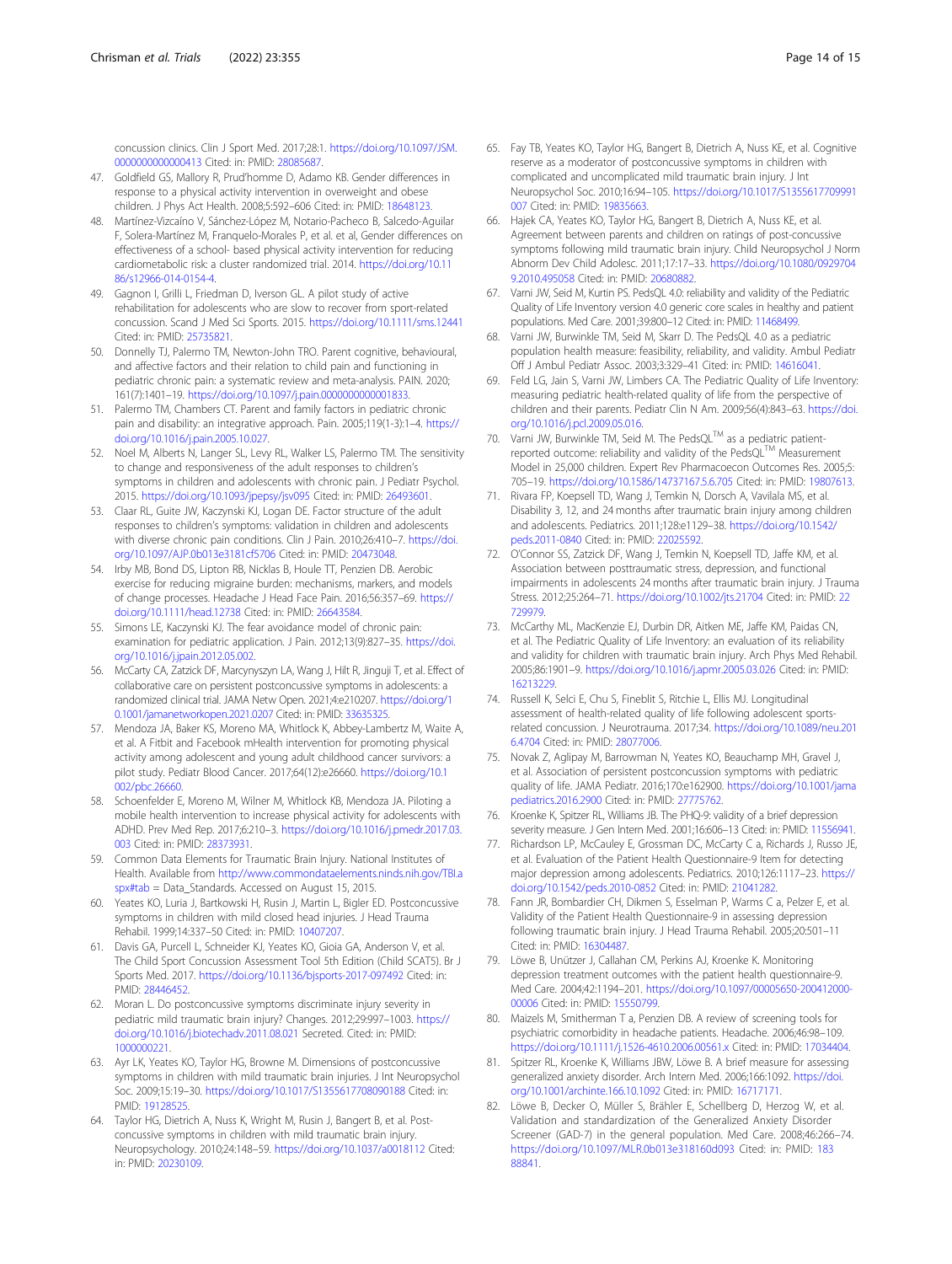concussion clinics. Clin J Sport Med. 2017;28:1. https://doi.org/10.1097/JSM.0000000000000413 Cited in: PMID: 28085687.

47. Goldfield GS, Mallory R, Prud'homme D, Adamo KB. Gender differences in response to a physical activity intervention in overweight and obese children. J Phys Act Health. 2008;5:592–606 Cited in: PMID: 18648123.
48. Martínez-Vizcaíno V, Sánchez-López M, Notario-Pacheco B, Salcedo-Aguilar F, Solera-Martínez M, Franquelo-Morales P, et al. et al, Gender differences on effectiveness of a school- based physical activity intervention for reducing cardiometabolic risk: a cluster randomized trial. 2014. https://doi.org/10.1186/s12966-014-0154-4.
49. Gagnon I, Grilli L, Friedman D, Iverson GL. A pilot study of active rehabilitation for adolescents who are slow to recover from sport-related concussion. Scand J Med Sci Sports. 2015. https://doi.org/10.1111/sms.12441 Cited in: PMID: 25735821.
50. Donnelly TJ, Palermo TM, Newton-John TRO. Parent cognitive, behavioural, and affective factors and their relation to child pain and functioning in pediatric chronic pain: a systematic review and meta-analysis. PAIN. 2020; 161(7):1401–19. https://doi.org/10.1097/j.pain.0000000000001833.
51. Palermo TM, Chambers CT. Parent and family factors in pediatric chronic pain and disability: an integrative approach. Pain. 2005;119(1-3):1–4. https://doi.org/10.1016/j.pain.2005.10.027.
52. Noel M, Alberts N, Langer SL, Levy RL, Walker LS, Palermo TM. The sensitivity to change and responsiveness of the adult responses to children's symptoms in children and adolescents with chronic pain. J Pediatr Psychol. 2015. https://doi.org/10.1093/jpepsy/jsv095 Cited in: PMID: 26493601.
53. Claar RL, Guite JW, Kaczynski KJ, Logan DE. Factor structure of the adult responses to children's symptoms: validation in children and adolescents with diverse chronic pain conditions. Clin J Pain. 2010;26:410–7. https://doi.org/10.1097/AJP.0b013e3181cf5706 Cited in: PMID: 20473048.
54. Irby MB, Bond DS, Lipton RB, Nicklas B, Houle TT, Penzien DB. Aerobic exercise for reducing migraine burden: mechanisms, markers, and models of change processes. Headache J Head Face Pain. 2016;56:357–69. https://doi.org/10.1111/head.12738 Cited in: PMID: 26643584.
55. Simons LE, Kaczynski KJ. The fear avoidance model of chronic pain: examination for pediatric application. J Pain. 2012;13(9):827–35. https://doi.org/10.1016/j.jpain.2012.05.002.
56. McCarty CA, Zatzick DF, Marcynyszyn LA, Wang J, Hilt R, Jinguji T, et al. Effect of collaborative care on persistent postconcussive symptoms in adolescents: a randomized clinical trial. JAMA Netw Open. 2021;4:e210207. https://doi.org/10.1001/jamanetworkopen.2021.0207 Cited in: PMID: 33635325.
57. Mendoza JA, Baker KS, Moreno MA, Whitlock K, Abbey-Lambertz M, Waite A, et al. A Fitbit and Facebook mHealth intervention for promoting physical activity among adolescent and young adult childhood cancer survivors: a pilot study. Pediatr Blood Cancer. 2017;64(12):e26660. https://doi.org/10.1002/pbc.26660.
58. Schoenfelder E, Moreno M, Wilner M, Whitlock KB, Mendoza JA. Piloting a mobile health intervention to increase physical activity for adolescents with ADHD. Prev Med Rep. 2017;6:210–3. https://doi.org/10.1016/j.pmedr.2017.03.003 Cited in: PMID: 28373931.
59. Common Data Elements for Traumatic Brain Injury. National Institutes of Health. Available from http://www.commondataelements.ninds.nih.gov/TBI.aspx#tab = Data_Standards. Accessed on August 15, 2015.
60. Yeates KO, Luria J, Bartkowski H, Rusin J, Martin L, Bigler ED. Postconcussive symptoms in children with mild closed head injuries. J Head Trauma Rehabil. 1999;14:337–50 Cited in: PMID: 10407207.
61. Davis GA, Purcell L, Schneider KJ, Yeates KO, Gioia GA, Anderson V, et al. The Child Sport Concussion Assessment Tool 5th Edition (Child SCAT5). Br J Sports Med. 2017. https://doi.org/10.1136/bjsports-2017-097492 Cited in: PMID: 28446452.
62. Moran L. Do postconcussive symptoms discriminate injury severity in pediatric mild traumatic brain injury? Changes. 2012;29:997–1003. https://doi.org/10.1016/j.biotechadv.2011.08.021 Secreted. Cited in: PMID: 1000000221.
63. Ayr LK, Yeates KO, Taylor HG, Browne M. Dimensions of postconcussive symptoms in children with mild traumatic brain injuries. J Int Neuropsychol Soc. 2009;15:19–30. https://doi.org/10.1017/S1355617708090188 Cited in: PMID: 19128525.
64. Taylor HG, Dietrich A, Nuss K, Wright M, Rusin J, Bangert B, et al. Post-concussive symptoms in children with mild traumatic brain injury. Neuropsychology. 2010;24:148–59. https://doi.org/10.1037/a0018112 Cited in: PMID: 20230109.
65. Fay TB, Yeates KO, Taylor HG, Bangert B, Dietrich A, Nuss KE, et al. Cognitive reserve as a moderator of postconcussive symptoms in children with complicated and uncomplicated mild traumatic brain injury. J Int Neuropsychol Soc. 2010;16:94–105. https://doi.org/10.1017/S1355617709991007 Cited in: PMID: 19835663.
66. Hajek CA, Yeates KO, Taylor HG, Bangert B, Dietrich A, Nuss KE, et al. Agreement between parents and children on ratings of post-concussive symptoms following mild traumatic brain injury. Child Neuropsychol J Norm Abnorm Dev Child Adolesc. 2011;17:17–33. https://doi.org/10.1080/09297049.2010.495058 Cited in: PMID: 20680882.
67. Varni JW, Seid M, Kurtin PS. PedsQL 4.0: reliability and validity of the Pediatric Quality of Life Inventory version 4.0 generic core scales in healthy and patient populations. Med Care. 2001;39:800–12 Cited in: PMID: 11468499.
68. Varni JW, Burwinkle TM, Seid M, Skarr D. The PedsQL 4.0 as a pediatric population health measure: feasibility, reliability, and validity. Ambul Pediatr Off J Ambul Pediatr Assoc. 2003;3:329–41 Cited in: PMID: 14616041.
69. Feld LG, Jain S, Varni JW, Limbers CA. The Pediatric Quality of Life Inventory: measuring pediatric health-related quality of life from the perspective of children and their parents. Pediatr Clin N Am. 2009;56(4):843–63. https://doi.org/10.1016/j.pcl.2009.05.016.
70. Varni JW, Burwinkle TM, Seid M. The PedsQL™ as a pediatric patient-reported outcome: reliability and validity of the PedsQL™ Measurement Model in 25,000 children. Expert Rev Pharmacoecon Outcomes Res. 2005;5:705–19. https://doi.org/10.1586/14737167.5.6.705 Cited in: PMID: 19807613.
71. Rivara FP, Koepsell TD, Wang J, Temkin N, Dorsch A, Vavilala MS, et al. Disability 3, 12, and 24 months after traumatic brain injury among children and adolescents. Pediatrics. 2011;128:e1129–38. https://doi.org/10.1542/peds.2011-0840 Cited in: PMID: 22025592.
72. O'Connor SS, Zatzick DF, Wang J, Temkin N, Koepsell TD, Jaffe KM, et al. Association between posttraumatic stress, depression, and functional impairments in adolescents 24 months after traumatic brain injury. J Trauma Stress. 2012;25:264–71. https://doi.org/10.1002/jts.21704 Cited in: PMID: 22729979.
73. McCarthy ML, MacKenzie EJ, Durbin DR, Aitken ME, Jaffe KM, Paidas CN, et al. The Pediatric Quality of Life Inventory: an evaluation of its reliability and validity for children with traumatic brain injury. Arch Phys Med Rehabil. 2005;86:1901–9. https://doi.org/10.1016/j.apmr.2005.03.026 Cited in: PMID: 16213229.
74. Russell K, Selci E, Chu S, Fineblit S, Ritchie L, Ellis MJ. Longitudinal assessment of health-related quality of life following adolescent sports-related concussion. J Neurotrauma. 2017;34. https://doi.org/10.1089/neu.2016.4704 Cited in: PMID: 28077006.
75. Novak Z, Aglipay M, Barrowman N, Yeates KO, Beauchamp MH, Gravel J, et al. Association of persistent postconcussion symptoms with pediatric quality of life. JAMA Pediatr. 2016;170:e162900. https://doi.org/10.1001/jamapediatrics.2016.2900 Cited in: PMID: 27775762.
76. Kroenke K, Spitzer RL, Williams JB. The PHQ-9: validity of a brief depression severity measure. J Gen Intern Med. 2001;16:606–13 Cited in: PMID: 11556941.
77. Richardson LP, McCauley E, Grossman DC, McCarty C a, Richards J, Russo JE, et al. Evaluation of the Patient Health Questionnaire-9 Item for detecting major depression among adolescents. Pediatrics. 2010;126:1117–23. https://doi.org/10.1542/peds.2010-0852 Cited in: PMID: 21041282.
78. Fann JR, Bombardier CH, Dikmen S, Esselman P, Warms C a, Pelzer E, et al. Validity of the Patient Health Questionnaire-9 in assessing depression following traumatic brain injury. J Head Trauma Rehabil. 2005;20:501–11 Cited in: PMID: 16304487.
79. Löwe B, Unützer J, Callahan CM, Perkins AJ, Kroenke K. Monitoring depression treatment outcomes with the patient health questionnaire-9. Med Care. 2004;42:1194–201. https://doi.org/10.1097/00005650-200412000-00006 Cited in: PMID: 15550799.
80. Maizels M, Smitherman T a, Penzien DB. A review of screening tools for psychiatric comorbidity in headache patients. Headache. 2006;46:98–109. https://doi.org/10.1111/j.1526-4610.2006.00561.x Cited in: PMID: 17034404.
81. Spitzer RL, Kroenke K, Williams JBW, Löwe B. A brief measure for assessing generalized anxiety disorder. Arch Intern Med. 2006;166:1092. https://doi.org/10.1001/archinte.166.10.1092 Cited in: PMID: 16717171.
82. Löwe B, Decker O, Müller S, Brähler E, Schellberg D, Herzog W, et al. Validation and standardization of the Generalized Anxiety Disorder Screener (GAD-7) in the general population. Med Care. 2008;46:266–74. https://doi.org/10.1097/MLR.0b013e318160d093 Cited in: PMID: 18388841.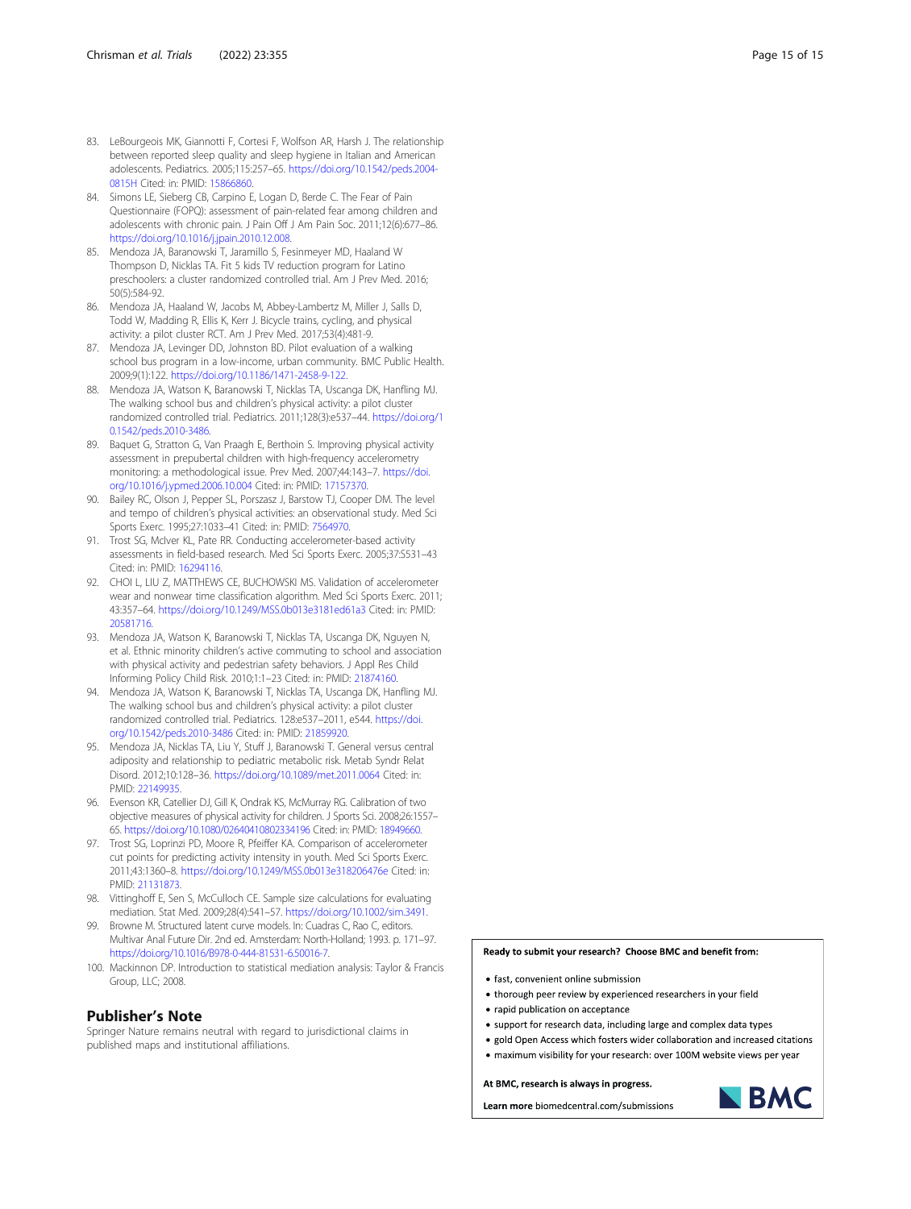83. LeBourgeois MK, Giannotti F, Cortesi F, Wolfson AR, Harsh J. The relationship between reported sleep quality and sleep hygiene in Italian and American adolescents. Pediatrics. 2005;115:257–65. https://doi.org/10.1542/peds.2004-0815H Cited: in: PMID: 15866860.
84. Simons LE, Sieberg CB, Carpino E, Logan D, Berde C. The Fear of Pain Questionnaire (FOPQ): assessment of pain-related fear among children and adolescents with chronic pain. J Pain Off J Am Pain Soc. 2011;12(6):677–86. https://doi.org/10.1016/j.jpain.2010.12.008.
85. Mendoza JA, Baranowski T, Jaramillo S, Fesinmeyer MD, Haaland W Thompson D, Nicklas TA. Fit 5 kids TV reduction program for Latino preschoolers: a cluster randomized controlled trial. Am J Prev Med. 2016; 50(5):584-92.
86. Mendoza JA, Haaland W, Jacobs M, Abbey-Lambertz M, Miller J, Salls D, Todd W, Madding R, Ellis K, Kerr J. Bicycle trains, cycling, and physical activity: a pilot cluster RCT. Am J Prev Med. 2017;53(4):481-9.
87. Mendoza JA, Levinger DD, Johnston BD. Pilot evaluation of a walking school bus program in a low-income, urban community. BMC Public Health. 2009;9(1):122. https://doi.org/10.1186/1471-2458-9-122.
88. Mendoza JA, Watson K, Baranowski T, Nicklas TA, Uscanga DK, Hanfling MJ. The walking school bus and children's physical activity: a pilot cluster randomized controlled trial. Pediatrics. 2011;128(3):e537–44. https://doi.org/10.1542/peds.2010-3486.
89. Baquet G, Stratton G, Van Praagh E, Berthoin S. Improving physical activity assessment in prepubertal children with high-frequency accelerometry monitoring: a methodological issue. Prev Med. 2007;44:143–7. https://doi.org/10.1016/j.ypmed.2006.10.004 Cited: in: PMID: 17157370.
90. Bailey RC, Olson J, Pepper SL, Porszasz J, Barstow TJ, Cooper DM. The level and tempo of children's physical activities: an observational study. Med Sci Sports Exerc. 1995;27:1033–41 Cited: in: PMID: 7564970.
91. Trost SG, McIver KL, Pate RR. Conducting accelerometer-based activity assessments in field-based research. Med Sci Sports Exerc. 2005;37:S531–43 Cited: in: PMID: 16294116.
92. CHOI L, LIU Z, MATTHEWS CE, BUCHOWSKI MS. Validation of accelerometer wear and nonwear time classification algorithm. Med Sci Sports Exerc. 2011; 43:357–64. https://doi.org/10.1249/MSS.0b013e3181ed61a3 Cited: in: PMID: 20581716.
93. Mendoza JA, Watson K, Baranowski T, Nicklas TA, Uscanga DK, Nguyen N, et al. Ethnic minority children's active commuting to school and association with physical activity and pedestrian safety behaviors. J Appl Res Child Informing Policy Child Risk. 2010;1:1–23 Cited: in: PMID: 21874160.
94. Mendoza JA, Watson K, Baranowski T, Nicklas TA, Uscanga DK, Hanfling MJ. The walking school bus and children's physical activity: a pilot cluster randomized controlled trial. Pediatrics. 128:e537–2011, e544. https://doi.org/10.1542/peds.2010-3486 Cited: in: PMID: 21859920.
95. Mendoza JA, Nicklas TA, Liu Y, Stuff J, Baranowski T. General versus central adiposity and relationship to pediatric metabolic risk. Metab Syndr Relat Disord. 2012;10:128–36. https://doi.org/10.1089/met.2011.0064 Cited: in: PMID: 22149935.
96. Evenson KR, Catellier DJ, Gill K, Ondrak KS, McMurray RG. Calibration of two objective measures of physical activity for children. J Sports Sci. 2008;26:1557–65. https://doi.org/10.1080/02640410802334196 Cited: in: PMID: 18949660.
97. Trost SG, Loprinzi PD, Moore R, Pfeiffer KA. Comparison of accelerometer cut points for predicting activity intensity in youth. Med Sci Sports Exerc. 2011;43:1360–8. https://doi.org/10.1249/MSS.0b013e318206476e Cited: in: PMID: 21131873.
98. Vittinghoff E, Sen S, McCulloch CE. Sample size calculations for evaluating mediation. Stat Med. 2009;28(4):541–57. https://doi.org/10.1002/sim.3491.
99. Browne M. Structured latent curve models. In: Cuadras C, Rao C, editors. Multivar Anal Future Dir. 2nd ed. Amsterdam: North-Holland; 1993. p. 171–97. https://doi.org/10.1016/B978-0-444-81531-6.50016-7.
100. Mackinnon DP. Introduction to statistical mediation analysis: Taylor & Francis Group, LLC; 2008.

## Publisher's Note

Springer Nature remains neutral with regard to jurisdictional claims in published maps and institutional affiliations.

**Ready to submit your research? Choose BMC and benefit from:**

- fast, convenient online submission
- thorough peer review by experienced researchers in your field
- rapid publication on acceptance
- support for research data, including large and complex data types
- gold Open Access which fosters wider collaboration and increased citations
- maximum visibility for your research: over 100M website views per year

**At BMC, research is always in progress.**

**Learn more** biomedcentral.com/submissions

BMC